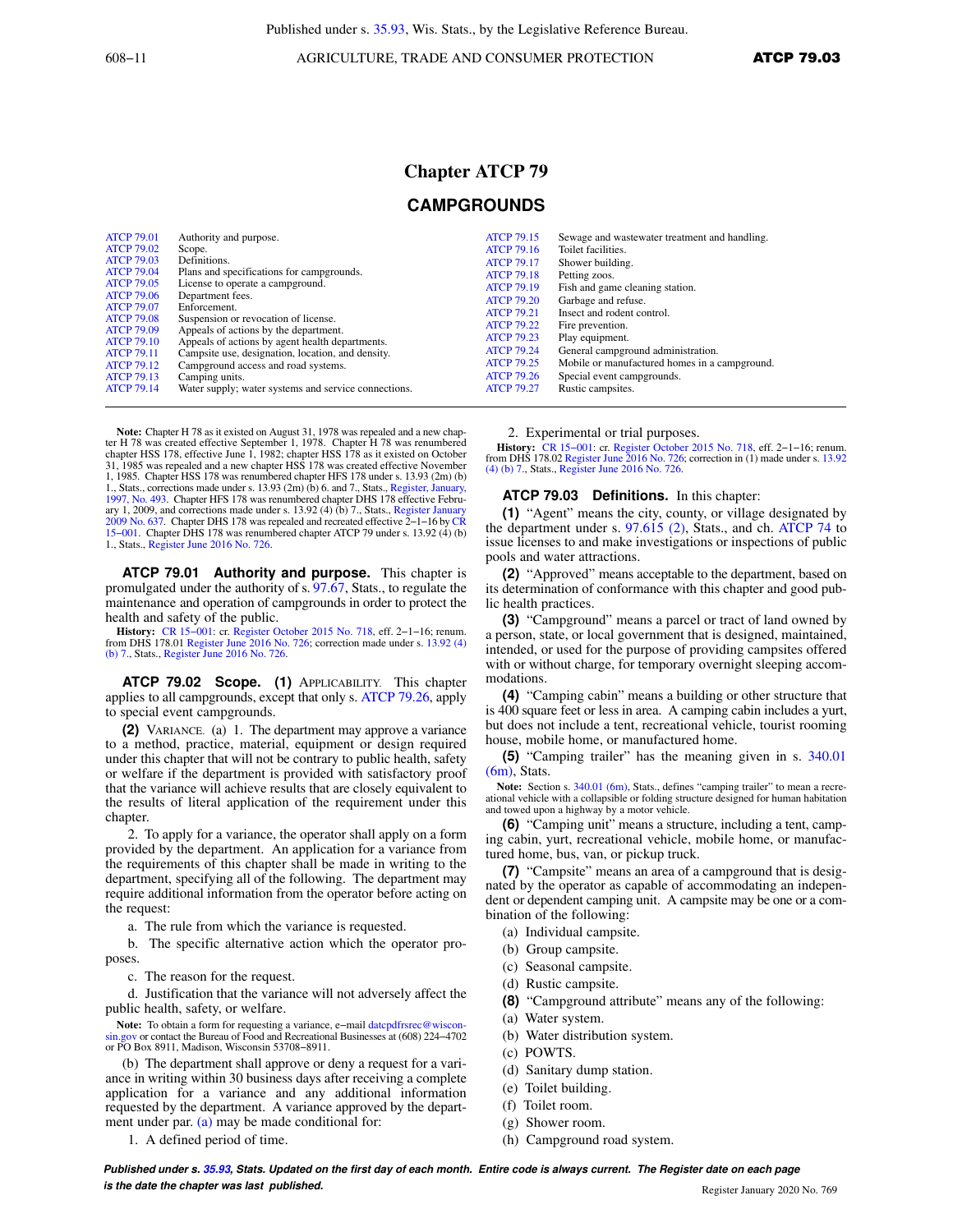# Chapter ATCP 79

## CAMPGROUNDS

| | | | |
|---|---|---|---|
| ATCP 79.01 | Authority and purpose. | ATCP 79.15 | Sewage and wastewater treatment and handling. |
| ATCP 79.02 | Scope. | ATCP 79.16 | Toilet facilities. |
| ATCP 79.03 | Definitions. | ATCP 79.17 | Shower building. |
| ATCP 79.04 | Plans and specifications for campgrounds. | ATCP 79.18 | Petting zoos. |
| ATCP 79.05 | License to operate a campground. | ATCP 79.19 | Fish and game cleaning station. |
| ATCP 79.06 | Department fees. | ATCP 79.20 | Garbage and refuse. |
| ATCP 79.07 | Enforcement. | ATCP 79.21 | Insect and rodent control. |
| ATCP 79.08 | Suspension or revocation of license. | ATCP 79.22 | Fire prevention. |
| ATCP 79.09 | Appeals of actions by the department. | ATCP 79.23 | Play equipment. |
| ATCP 79.10 | Appeals of actions by agent health departments. | ATCP 79.24 | General campground administration. |
| ATCP 79.11 | Campsite use, designation, location, and density. | ATCP 79.25 | Mobile or manufactured homes in a campground. |
| ATCP 79.12 | Campground access and road systems. | ATCP 79.26 | Special event campgrounds. |
| ATCP 79.13 | Camping units. | ATCP 79.27 | Rustic campsites. |
| ATCP 79.14 | Water supply; water systems and service connections. | | |

**Note:** Chapter H 78 as it existed on August 31, 1978 was repealed and a new chapter H 78 was created effective September 1, 1978. Chapter H 78 was renumbered chapter HSS 178, effective June 1, 1982; chapter HSS 178 as it existed on October 31, 1985 was repealed and a new chapter HSS 178 was created effective November 1, 1985. Chapter HSS 178 was renumbered chapter HFS 178 under s. 13.93 (2m) (b) 1., Stats., corrections made under s. 13.93 (2m) (b) 6. and 7., Stats., Register, January, 1997, No. 493. Chapter HFS 178 was renumbered chapter DHS 178 effective February 1, 2009, and corrections made under s. 13.92 (4) (b) 7., Stats., Register January 2009 No. 637. Chapter DHS 178 was repealed and recreated effective 2-1-16 by CR 15-001. Chapter DHS 178 was renumbered chapter ATCP 79 under s. 13.92 (4) (b) 1., Stats., Register June 2016 No. 726.

**ATCP 79.01 Authority and purpose.** This chapter is promulgated under the authority of s. 97.67, Stats., to regulate the maintenance and operation of campgrounds in order to protect the health and safety of the public.

**History:** CR 15-001: cr. Register October 2015 No. 718, eff. 2-1-16; renum. from DHS 178.01 Register June 2016 No. 726; correction made under s. 13.92 (4) (b) 7., Stats., Register June 2016 No. 726.

**ATCP 79.02 Scope. (1)** APPLICABILITY. This chapter applies to all campgrounds, except that only s. ATCP 79.26, apply to special event campgrounds.

**(2)** VARIANCE. (a) 1. The department may approve a variance to a method, practice, material, equipment or design required under this chapter that will not be contrary to public health, safety or welfare if the department is provided with satisfactory proof that the variance will achieve results that are closely equivalent to the results of literal application of the requirement under this chapter.

2. To apply for a variance, the operator shall apply on a form provided by the department. An application for a variance from the requirements of this chapter shall be made in writing to the department, specifying all of the following. The department may require additional information from the operator before acting on the request:

a. The rule from which the variance is requested.

b. The specific alternative action which the operator proposes.

c. The reason for the request.

d. Justification that the variance will not adversely affect the public health, safety, or welfare.

**Note:** To obtain a form for requesting a variance, e-mail datcpdfrsrec@wisconsin.gov or contact the Bureau of Food and Recreational Businesses at (608) 224-4702 or PO Box 8911, Madison, Wisconsin 53708-8911.

(b) The department shall approve or deny a request for a variance in writing within 30 business days after receiving a complete application for a variance and any additional information requested by the department. A variance approved by the department under par. (a) may be made conditional for:

1. A defined period of time.

2. Experimental or trial purposes.

**History:** CR 15-001: cr. Register October 2015 No. 718, eff. 2-1-16; renum. from DHS 178.02 Register June 2016 No. 726; correction in (1) made under s. 13.92 (4) (b) 7., Stats., Register June 2016 No. 726.

**ATCP 79.03 Definitions.** In this chapter:

**(1)** "Agent" means the city, county, or village designated by the department under s. 97.615 (2), Stats., and ch. ATCP 74 to issue licenses to and make investigations or inspections of public pools and water attractions.

**(2)** "Approved" means acceptable to the department, based on its determination of conformance with this chapter and good public health practices.

**(3)** "Campground" means a parcel or tract of land owned by a person, state, or local government that is designed, maintained, intended, or used for the purpose of providing campsites offered with or without charge, for temporary overnight sleeping accommodations.

**(4)** "Camping cabin" means a building or other structure that is 400 square feet or less in area. A camping cabin includes a yurt, but does not include a tent, recreational vehicle, tourist rooming house, mobile home, or manufactured home.

**(5)** "Camping trailer" has the meaning given in s. 340.01 (6m), Stats.

**Note:** Section s. 340.01 (6m), Stats., defines "camping trailer" to mean a recreational vehicle with a collapsible or folding structure designed for human habitation and towed upon a highway by a motor vehicle.

**(6)** "Camping unit" means a structure, including a tent, camping cabin, yurt, recreational vehicle, mobile home, or manufactured home, bus, van, or pickup truck.

**(7)** "Campsite" means an area of a campground that is designated by the operator as capable of accommodating an independent or dependent camping unit. A campsite may be one or a combination of the following:

(a) Individual campsite.

(b) Group campsite.

(c) Seasonal campsite.

(d) Rustic campsite.

**(8)** "Campground attribute" means any of the following:

(a) Water system.

(b) Water distribution system.

(c) POWTS.

(d) Sanitary dump station.

(e) Toilet building.

(f) Toilet room.

(g) Shower room.

(h) Campground road system.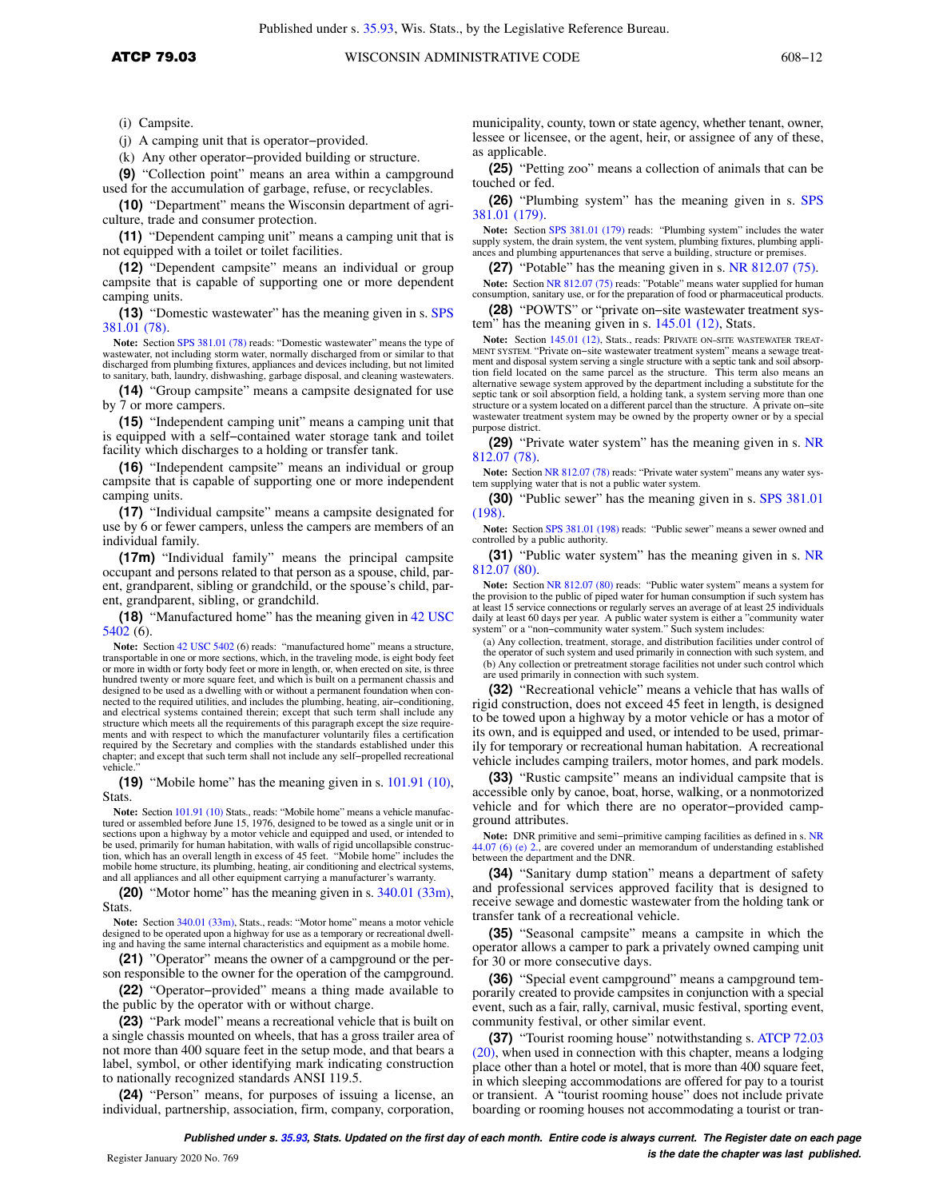(i) Campsite.

(j) A camping unit that is operator−provided.

(k) Any other operator−provided building or structure.

**(9)** "Collection point" means an area within a campground used for the accumulation of garbage, refuse, or recyclables.

**(10)** "Department" means the Wisconsin department of agriculture, trade and consumer protection.

**(11)** "Dependent camping unit" means a camping unit that is not equipped with a toilet or toilet facilities.

**(12)** "Dependent campsite" means an individual or group campsite that is capable of supporting one or more dependent camping units.

**(13)** "Domestic wastewater" has the meaning given in s. SPS 381.01 (78).

**Note:** Section SPS 381.01 (78) reads: "Domestic wastewater" means the type of wastewater, not including storm water, normally discharged from or similar to that discharged from plumbing fixtures, appliances and devices including, but not limited to sanitary, bath, laundry, dishwashing, garbage disposal, and cleaning wastewaters.

**(14)** "Group campsite" means a campsite designated for use by 7 or more campers.

**(15)** "Independent camping unit" means a camping unit that is equipped with a self−contained water storage tank and toilet facility which discharges to a holding or transfer tank.

**(16)** "Independent campsite" means an individual or group campsite that is capable of supporting one or more independent camping units.

**(17)** "Individual campsite" means a campsite designated for use by 6 or fewer campers, unless the campers are members of an individual family.

**(17m)** "Individual family" means the principal campsite occupant and persons related to that person as a spouse, child, parent, grandparent, sibling or grandchild, or the spouse's child, parent, grandparent, sibling, or grandchild.

**(18)** "Manufactured home" has the meaning given in 42 USC 5402 (6).

**Note:** Section 42 USC 5402 (6) reads: "manufactured home" means a structure, transportable in one or more sections, which, in the traveling mode, is eight body feet or more in width or forty body feet or more in length, or, when erected on site, is three hundred twenty or more square feet, and which is built on a permanent chassis and designed to be used as a dwelling with or without a permanent foundation when connected to the required utilities, and includes the plumbing, heating, air−conditioning, and electrical systems contained therein; except that such term shall include any structure which meets all the requirements of this paragraph except the size requirements and with respect to which the manufacturer voluntarily files a certification required by the Secretary and complies with the standards established under this chapter; and except that such term shall not include any self−propelled recreational vehicle."

**(19)** "Mobile home" has the meaning given in s. 101.91 (10), Stats.

**Note:** Section 101.91 (10) Stats., reads: "Mobile home" means a vehicle manufactured or assembled before June 15, 1976, designed to be towed as a single unit or in sections upon a highway by a motor vehicle and equipped and used, or intended to be used, primarily for human habitation, with walls of rigid uncollapsible construction, which has an overall length in excess of 45 feet. "Mobile home" includes the mobile home structure, its plumbing, heating, air conditioning and electrical systems, and all appliances and all other equipment carrying a manufacturer's warranty.

**(20)** "Motor home" has the meaning given in s. 340.01 (33m), Stats.

**Note:** Section 340.01 (33m), Stats., reads: "Motor home" means a motor vehicle designed to be operated upon a highway for use as a temporary or recreational dwelling and having the same internal characteristics and equipment as a mobile home.

**(21)** "Operator" means the owner of a campground or the person responsible to the owner for the operation of the campground.

**(22)** "Operator−provided" means a thing made available to the public by the operator with or without charge.

**(23)** "Park model" means a recreational vehicle that is built on a single chassis mounted on wheels, that has a gross trailer area of not more than 400 square feet in the setup mode, and that bears a label, symbol, or other identifying mark indicating construction to nationally recognized standards ANSI 119.5.

**(24)** "Person" means, for purposes of issuing a license, an individual, partnership, association, firm, company, corporation, municipality, county, town or state agency, whether tenant, owner, lessee or licensee, or the agent, heir, or assignee of any of these, as applicable.

**(25)** "Petting zoo" means a collection of animals that can be touched or fed.

**(26)** "Plumbing system" has the meaning given in s. SPS 381.01 (179).

**Note:** Section SPS 381.01 (179) reads: "Plumbing system" includes the water supply system, the drain system, the vent system, plumbing fixtures, plumbing appliances and plumbing appurtenances that serve a building, structure or premises.

**(27)** "Potable" has the meaning given in s. NR 812.07 (75).

**Note:** Section NR 812.07 (75) reads: "Potable" means water supplied for human consumption, sanitary use, or for the preparation of food or pharmaceutical products.

**(28)** "POWTS" or "private on−site wastewater treatment system" has the meaning given in s. 145.01 (12), Stats.

**Note:** Section 145.01 (12), Stats., reads: PRIVATE ON−SITE WASTEWATER TREATMENT SYSTEM. "Private on−site wastewater treatment system" means a sewage treatment and disposal system serving a single structure with a septic tank and soil absorption field located on the same parcel as the structure. This term also means an alternative sewage system approved by the department including a substitute for the septic tank or soil absorption field, a holding tank, a system serving more than one structure or a system located on a different parcel than the structure. A private on−site wastewater treatment system may be owned by the property owner or by a special purpose district.

**(29)** "Private water system" has the meaning given in s. NR 812.07 (78).

**Note:** Section NR 812.07 (78) reads: "Private water system" means any water system supplying water that is not a public water system.

**(30)** "Public sewer" has the meaning given in s. SPS 381.01 (198).

**Note:** Section SPS 381.01 (198) reads: "Public sewer" means a sewer owned and controlled by a public authority.

**(31)** "Public water system" has the meaning given in s. NR 812.07 (80).

**Note:** Section NR 812.07 (80) reads: "Public water system" means a system for the provision to the public of piped water for human consumption if such system has at least 15 service connections or regularly serves an average of at least 25 individuals daily at least 60 days per year. A public water system is either a "community water system" or a "non−community water system." Such system includes:

(a) Any collection, treatment, storage, and distribution facilities under control of the operator of such system and used primarily in connection with such system, and

(b) Any collection or pretreatment storage facilities not under such control which are used primarily in connection with such system.

**(32)** "Recreational vehicle" means a vehicle that has walls of rigid construction, does not exceed 45 feet in length, is designed to be towed upon a highway by a motor vehicle or has a motor of its own, and is equipped and used, or intended to be used, primarily for temporary or recreational human habitation. A recreational vehicle includes camping trailers, motor homes, and park models.

**(33)** "Rustic campsite" means an individual campsite that is accessible only by canoe, boat, horse, walking, or a nonmotorized vehicle and for which there are no operator−provided campground attributes.

**Note:** DNR primitive and semi−primitive camping facilities as defined in s. NR 44.07 (6) (e) 2., are covered under an memorandum of understanding established between the department and the DNR.

**(34)** "Sanitary dump station" means a department of safety and professional services approved facility that is designed to receive sewage and domestic wastewater from the holding tank or transfer tank of a recreational vehicle.

**(35)** "Seasonal campsite" means a campsite in which the operator allows a camper to park a privately owned camping unit for 30 or more consecutive days.

**(36)** "Special event campground" means a campground temporarily created to provide campsites in conjunction with a special event, such as a fair, rally, carnival, music festival, sporting event, community festival, or other similar event.

**(37)** "Tourist rooming house" notwithstanding s. ATCP 72.03 (20), when used in connection with this chapter, means a lodging place other than a hotel or motel, that is more than 400 square feet, in which sleeping accommodations are offered for pay to a tourist or transient. A "tourist rooming house" does not include private boarding or rooming houses not accommodating a tourist or tran-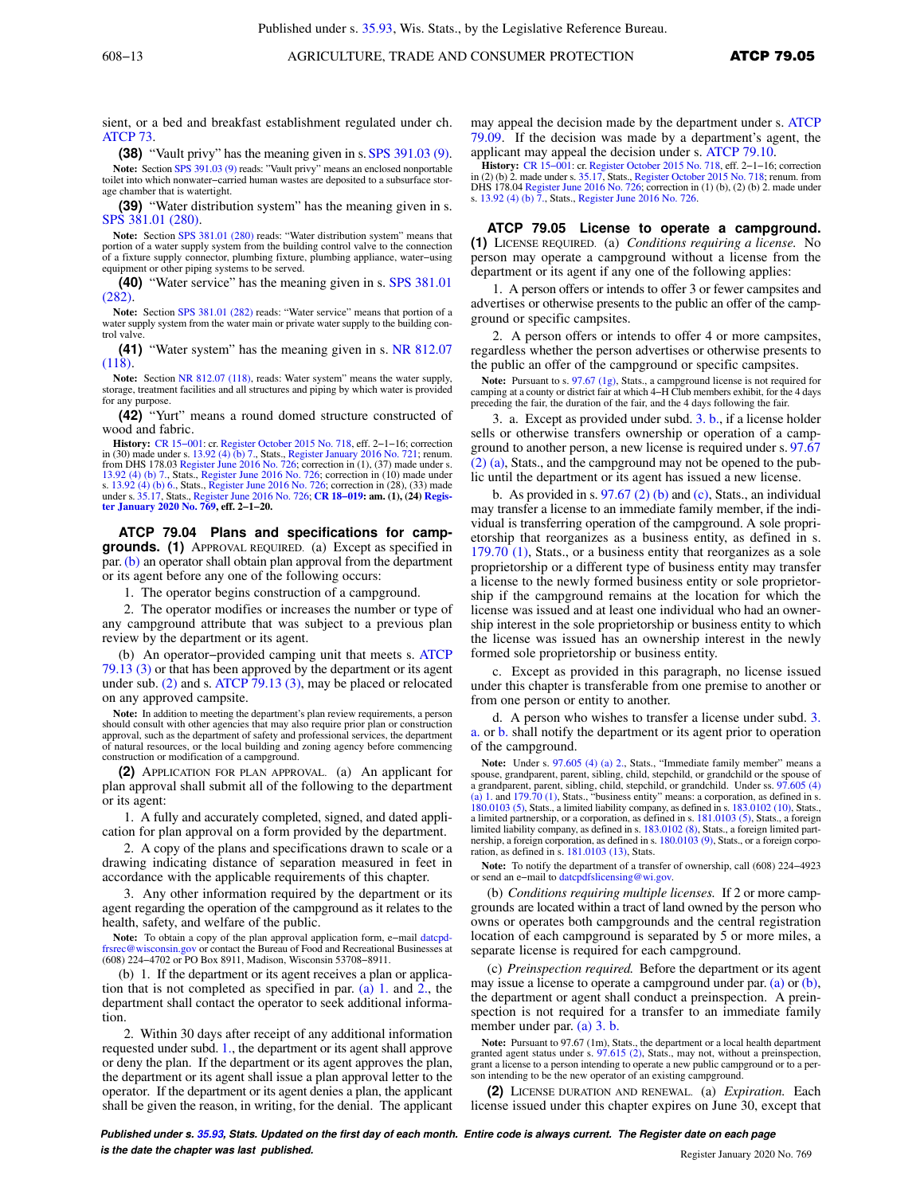sient, or a bed and breakfast establishment regulated under ch. ATCP 73.

**(38)** "Vault privy" has the meaning given in s. SPS 391.03 (9).

Note: Section SPS 391.03 (9) reads: "Vault privy" means an enclosed nonportable toilet into which nonwater–carried human wastes are deposited to a subsurface storage chamber that is watertight.

**(39)** "Water distribution system" has the meaning given in s. SPS 381.01 (280).

Note: Section SPS 381.01 (280) reads: "Water distribution system" means that portion of a water supply system from the building control valve to the connection of a fixture supply connector, plumbing fixture, plumbing appliance, water–using equipment or other piping systems to be served.

**(40)** "Water service" has the meaning given in s. SPS 381.01 (282).

Note: Section SPS 381.01 (282) reads: "Water service" means that portion of a water supply system from the water main or private water supply to the building control valve.

**(41)** "Water system" has the meaning given in s. NR 812.07 (118).

Note: Section NR 812.07 (118), reads: Water system" means the water supply, storage, treatment facilities and all structures and piping by which water is provided for any purpose.

**(42)** "Yurt" means a round domed structure constructed of wood and fabric.

**History:** CR 15–001: cr. Register October 2015 No. 718, eff. 2–1–16; correction in (30) made under s. 13.92 (4) (b) 7., Stats., Register January 2016 No. 721; renum. from DHS 178.03 Register June 2016 No. 726; correction in (1), (37) made under s. 13.92 (4) (b) 7., Stats., Register June 2016 No. 726; correction in (10) made under s. 13.92 (4) (b) 6., Stats., Register June 2016 No. 726; correction in (28), (33) made under s. 35.17, Stats., Register June 2016 No. 726; **CR 18–019: am. (1), (24) Register January 2020 No. 769, eff. 2–1–20.**

## ATCP 79.04 Plans and specifications for campgrounds.

**(1)** Approval required. (a) Except as specified in par. (b) an operator shall obtain plan approval from the department or its agent before any one of the following occurs:

1. The operator begins construction of a campground.

2. The operator modifies or increases the number or type of any campground attribute that was subject to a previous plan review by the department or its agent.

(b) An operator–provided camping unit that meets s. ATCP 79.13 (3) or that has been approved by the department or its agent under sub. (2) and s. ATCP 79.13 (3), may be placed or relocated on any approved campsite.

Note: In addition to meeting the department's plan review requirements, a person should consult with other agencies that may also require prior plan or construction approval, such as the department of safety and professional services, the department of natural resources, or the local building and zoning agency before commencing construction or modification of a campground.

**(2)** Application for plan approval. (a) An applicant for plan approval shall submit all of the following to the department or its agent:

1. A fully and accurately completed, signed, and dated application for plan approval on a form provided by the department.

2. A copy of the plans and specifications drawn to scale or a drawing indicating distance of separation measured in feet in accordance with the applicable requirements of this chapter.

3. Any other information required by the department or its agent regarding the operation of the campground as it relates to the health, safety, and welfare of the public.

Note: To obtain a copy of the plan approval application form, e–mail datcpdfrsrec@wisconsin.gov or contact the Bureau of Food and Recreational Businesses at (608) 224–4702 or PO Box 8911, Madison, Wisconsin 53708–8911.

(b) 1. If the department or its agent receives a plan or application that is not completed as specified in par. (a) 1. and 2., the department shall contact the operator to seek additional information.

2. Within 30 days after receipt of any additional information requested under subd. 1., the department or its agent shall approve or deny the plan. If the department or its agent approves the plan, the department or its agent shall issue a plan approval letter to the operator. If the department or its agent denies a plan, the applicant shall be given the reason, in writing, for the denial. The applicant may appeal the decision made by the department under s. ATCP 79.09. If the decision was made by a department's agent, the applicant may appeal the decision under s. ATCP 79.10.

**History:** CR 15–001: cr. Register October 2015 No. 718, eff. 2–1–16; correction in (2) (b) 2. made under s. 35.17, Stats., Register October 2015 No. 718; renum. from DHS 178.04 Register June 2016 No. 726; correction in (1) (b), (2) (b) 2. made under s. 13.92 (4) (b) 7., Stats., Register June 2016 No. 726.

## ATCP 79.05 License to operate a campground.

**(1)** License required. (a) *Conditions requiring a license.* No person may operate a campground without a license from the department or its agent if any one of the following applies:

1. A person offers or intends to offer 3 or fewer campsites and advertises or otherwise presents to the public an offer of the campground or specific campsites.

2. A person offers or intends to offer 4 or more campsites, regardless whether the person advertises or otherwise presents to the public an offer of the campground or specific campsites.

Note: Pursuant to s. 97.67 (1g), Stats., a campground license is not required for camping at a county or district fair at which 4–H Club members exhibit, for the 4 days preceding the fair, the duration of the fair, and the 4 days following the fair.

3. a. Except as provided under subd. 3. b., if a license holder sells or otherwise transfers ownership or operation of a campground to another person, a new license is required under s. 97.67 (2) (a), Stats., and the campground may not be opened to the public until the department or its agent has issued a new license.

b. As provided in s. 97.67 (2) (b) and (c), Stats., an individual may transfer a license to an immediate family member, if the individual is transferring operation of the campground. A sole proprietorship that reorganizes as a business entity, as defined in s. 179.70 (1), Stats., or a business entity that reorganizes as a sole proprietorship or a different type of business entity may transfer a license to the newly formed business entity or sole proprietorship if the campground remains at the location for which the license was issued and at least one individual who had an ownership interest in the sole proprietorship or business entity to which the license was issued has an ownership interest in the newly formed sole proprietorship or business entity.

c. Except as provided in this paragraph, no license issued under this chapter is transferable from one premise to another or from one person or entity to another.

d. A person who wishes to transfer a license under subd. 3. a. or b. shall notify the department or its agent prior to operation of the campground.

Note: Under s. 97.605 (4) (a) 2., Stats., "Immediate family member" means a spouse, grandparent, parent, sibling, child, stepchild, or grandchild or the spouse of a grandparent, parent, sibling, child, stepchild, or grandchild. Under ss. 97.605 (4) (a) 1. and 179.70 (1), Stats., "business entity" means: a corporation, as defined in s. 180.0103 (5), Stats., a limited liability company, as defined in s. 183.0102 (10), Stats., a limited partnership, or a corporation, as defined in s. 181.0103 (5), Stats., a foreign limited liability company, as defined in s. 183.0102 (8), Stats., a foreign limited partnership, a foreign corporation, as defined in s. 180.0103 (9), Stats., or a foreign corporation, as defined in s. 181.0103 (13), Stats.

Note: To notify the department of a transfer of ownership, call (608) 224–4923 or send an e–mail to datcpdfslicensing@wi.gov.

(b) *Conditions requiring multiple licenses.* If 2 or more campgrounds are located within a tract of land owned by the person who owns or operates both campgrounds and the central registration location of each campground is separated by 5 or more miles, a separate license is required for each campground.

(c) *Preinspection required.* Before the department or its agent may issue a license to operate a campground under par. (a) or (b), the department or agent shall conduct a preinspection. A preinspection is not required for a transfer to an immediate family member under par. (a) 3. b.

Note: Pursuant to 97.67 (1m), Stats., the department or a local health department granted agent status under s. 97.615 (2), Stats., may not, without a preinspection, grant a license to a person intending to operate a new public campground or to a person intending to be the new operator of an existing campground.

**(2)** License duration and renewal. (a) *Expiration.* Each license issued under this chapter expires on June 30, except that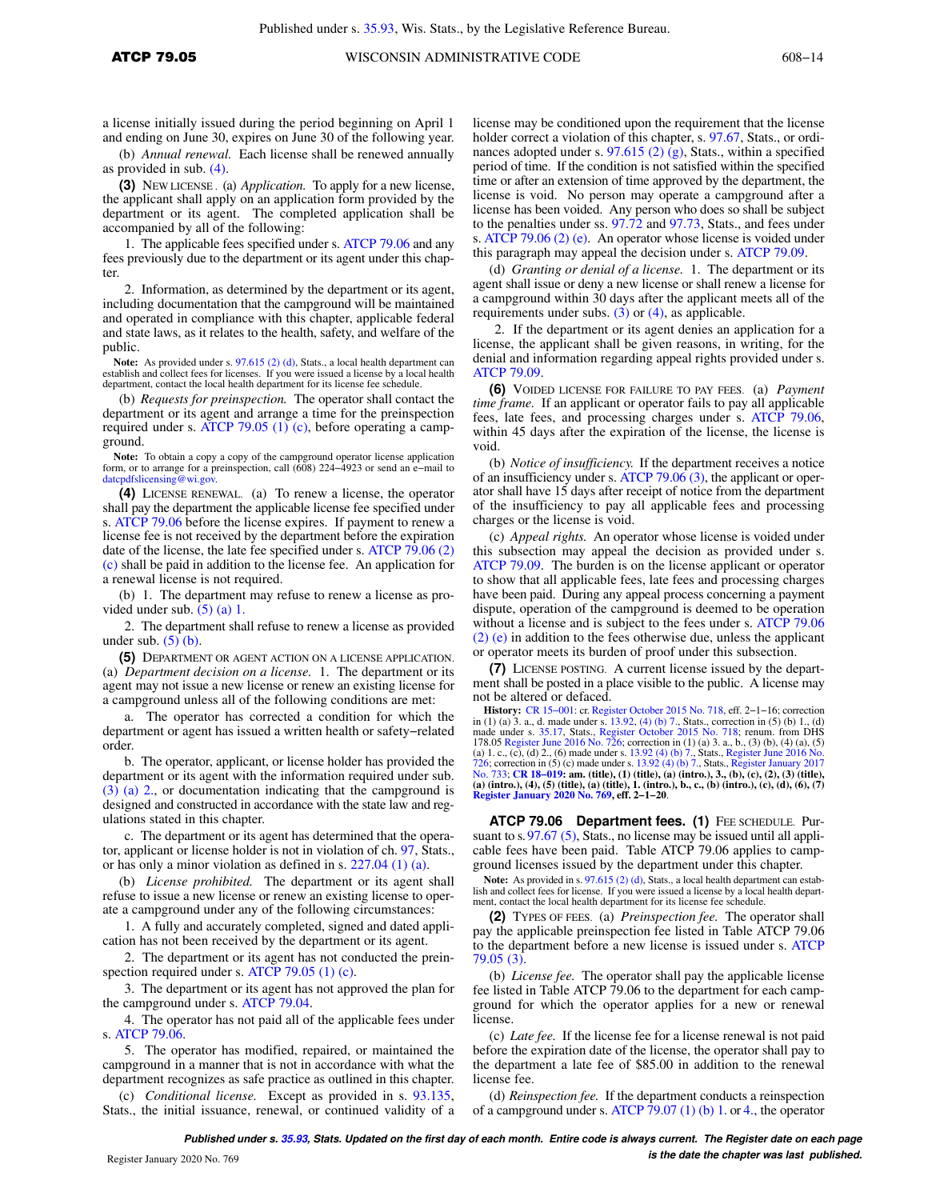a license initially issued during the period beginning on April 1 and ending on June 30, expires on June 30 of the following year.

(b) *Annual renewal.* Each license shall be renewed annually as provided in sub. (4).

**(3)** NEW LICENSE. (a) *Application.* To apply for a new license, the applicant shall apply on an application form provided by the department or its agent. The completed application shall be accompanied by all of the following:

1. The applicable fees specified under s. ATCP 79.06 and any fees previously due to the department or its agent under this chapter.

2. Information, as determined by the department or its agent, including documentation that the campground will be maintained and operated in compliance with this chapter, applicable federal and state laws, as it relates to the health, safety, and welfare of the public.

**Note:** As provided under s. 97.615 (2) (d), Stats., a local health department can establish and collect fees for licenses. If you were issued a license by a local health department, contact the local health department for its license fee schedule.

(b) *Requests for preinspection.* The operator shall contact the department or its agent and arrange a time for the preinspection required under s. ATCP 79.05 (1) (c), before operating a campground.

**Note:** To obtain a copy a copy of the campground operator license application form, or to arrange for a preinspection, call (608) 224−4923 or send an e−mail to datcpdfslicensing@wi.gov.

**(4)** LICENSE RENEWAL. (a) To renew a license, the operator shall pay the department the applicable license fee specified under s. ATCP 79.06 before the license expires. If payment to renew a license fee is not received by the department before the expiration date of the license, the late fee specified under s. ATCP 79.06 (2) (c) shall be paid in addition to the license fee. An application for a renewal license is not required.

(b) 1. The department may refuse to renew a license as provided under sub. (5) (a) 1.

2. The department shall refuse to renew a license as provided under sub. (5) (b).

**(5)** DEPARTMENT OR AGENT ACTION ON A LICENSE APPLICATION. (a) *Department decision on a license.* 1. The department or its agent may not issue a new license or renew an existing license for a campground unless all of the following conditions are met:

a. The operator has corrected a condition for which the department or agent has issued a written health or safety−related order.

b. The operator, applicant, or license holder has provided the department or its agent with the information required under sub. (3) (a) 2., or documentation indicating that the campground is designed and constructed in accordance with the state law and regulations stated in this chapter.

c. The department or its agent has determined that the operator, applicant or license holder is not in violation of ch. 97, Stats., or has only a minor violation as defined in s. 227.04 (1) (a).

(b) *License prohibited.* The department or its agent shall refuse to issue a new license or renew an existing license to operate a campground under any of the following circumstances:

1. A fully and accurately completed, signed and dated application has not been received by the department or its agent.

2. The department or its agent has not conducted the preinspection required under s. ATCP 79.05 (1) (c).

3. The department or its agent has not approved the plan for the campground under s. ATCP 79.04.

4. The operator has not paid all of the applicable fees under s. ATCP 79.06.

5. The operator has modified, repaired, or maintained the campground in a manner that is not in accordance with what the department recognizes as safe practice as outlined in this chapter.

(c) *Conditional license.* Except as provided in s. 93.135, Stats., the initial issuance, renewal, or continued validity of a license may be conditioned upon the requirement that the license holder correct a violation of this chapter, s. 97.67, Stats., or ordinances adopted under s. 97.615 (2) (g), Stats., within a specified period of time. If the condition is not satisfied within the specified time or after an extension of time approved by the department, the license is void. No person may operate a campground after a license has been voided. Any person who does so shall be subject to the penalties under ss. 97.72 and 97.73, Stats., and fees under s. ATCP 79.06 (2) (e). An operator whose license is voided under this paragraph may appeal the decision under s. ATCP 79.09.

(d) *Granting or denial of a license.* 1. The department or its agent shall issue or deny a new license or shall renew a license for a campground within 30 days after the applicant meets all of the requirements under subs. (3) or (4), as applicable.

2. If the department or its agent denies an application for a license, the applicant shall be given reasons, in writing, for the denial and information regarding appeal rights provided under s. ATCP 79.09.

**(6)** VOIDED LICENSE FOR FAILURE TO PAY FEES. (a) *Payment time frame.* If an applicant or operator fails to pay all applicable fees, late fees, and processing charges under s. ATCP 79.06, within 45 days after the expiration of the license, the license is void.

(b) *Notice of insufficiency.* If the department receives a notice of an insufficiency under s. ATCP 79.06 (3), the applicant or operator shall have 15 days after receipt of notice from the department of the insufficiency to pay all applicable fees and processing charges or the license is void.

(c) *Appeal rights.* An operator whose license is voided under this subsection may appeal the decision as provided under s. ATCP 79.09. The burden is on the license applicant or operator to show that all applicable fees, late fees and processing charges have been paid. During any appeal process concerning a payment dispute, operation of the campground is deemed to be operation without a license and is subject to the fees under s. ATCP 79.06 (2) (e) in addition to the fees otherwise due, unless the applicant or operator meets its burden of proof under this subsection.

**(7)** LICENSE POSTING. A current license issued by the department shall be posted in a place visible to the public. A license may not be altered or defaced.

**History:** CR 15−001: cr. Register October 2015 No. 718, eff. 2−1−16; correction in (1) (a) 3. a., d. made under s. 13.92, (4) (b) 7., Stats., correction in (5) (b) 1., (d) made under s. 35.17, Stats., Register October 2015 No. 718; renum. from DHS 178.05 Register June 2016 No. 726; correction in (1) (a) 3. a., b., (3) (b), (4) (a), (5) (a) 1. c., (c), (d) 2., (6) made under s. 13.92 (4) (b) 7., Stats., Register June 2016 No. 726; correction in (5) (c) made under s. 13.92 (4) (b) 7., Stats., Register January 2017 No. 733; **CR 18−019: am. (title), (1) (title), (a) (intro.), 3., (b), (c), (2), (3) (title), (a) (intro.), (4), (5) (title), (a) (title), 1. (intro.), b., c., (b) (intro.), (c), (d), (6), (7) Register January 2020 No. 769, eff. 2−1−20.**

## ATCP 79.06 Department fees.

**(1)** FEE SCHEDULE. Pursuant to s. 97.67 (5), Stats., no license may be issued until all applicable fees have been paid. Table ATCP 79.06 applies to campground licenses issued by the department under this chapter.

**Note:** As provided in s. 97.615 (2) (d), Stats., a local health department can establish and collect fees for license. If you were issued a license by a local health department, contact the local health department for its license fee schedule.

**(2)** TYPES OF FEES. (a) *Preinspection fee.* The operator shall pay the applicable preinspection fee listed in Table ATCP 79.06 to the department before a new license is issued under s. ATCP 79.05 (3).

(b) *License fee.* The operator shall pay the applicable license fee listed in Table ATCP 79.06 to the department for each campground for which the operator applies for a new or renewal license.

(c) *Late fee.* If the license fee for a license renewal is not paid before the expiration date of the license, the operator shall pay to the department a late fee of $85.00 in addition to the renewal license fee.

(d) *Reinspection fee.* If the department conducts a reinspection of a campground under s. ATCP 79.07 (1) (b) 1. or 4., the operator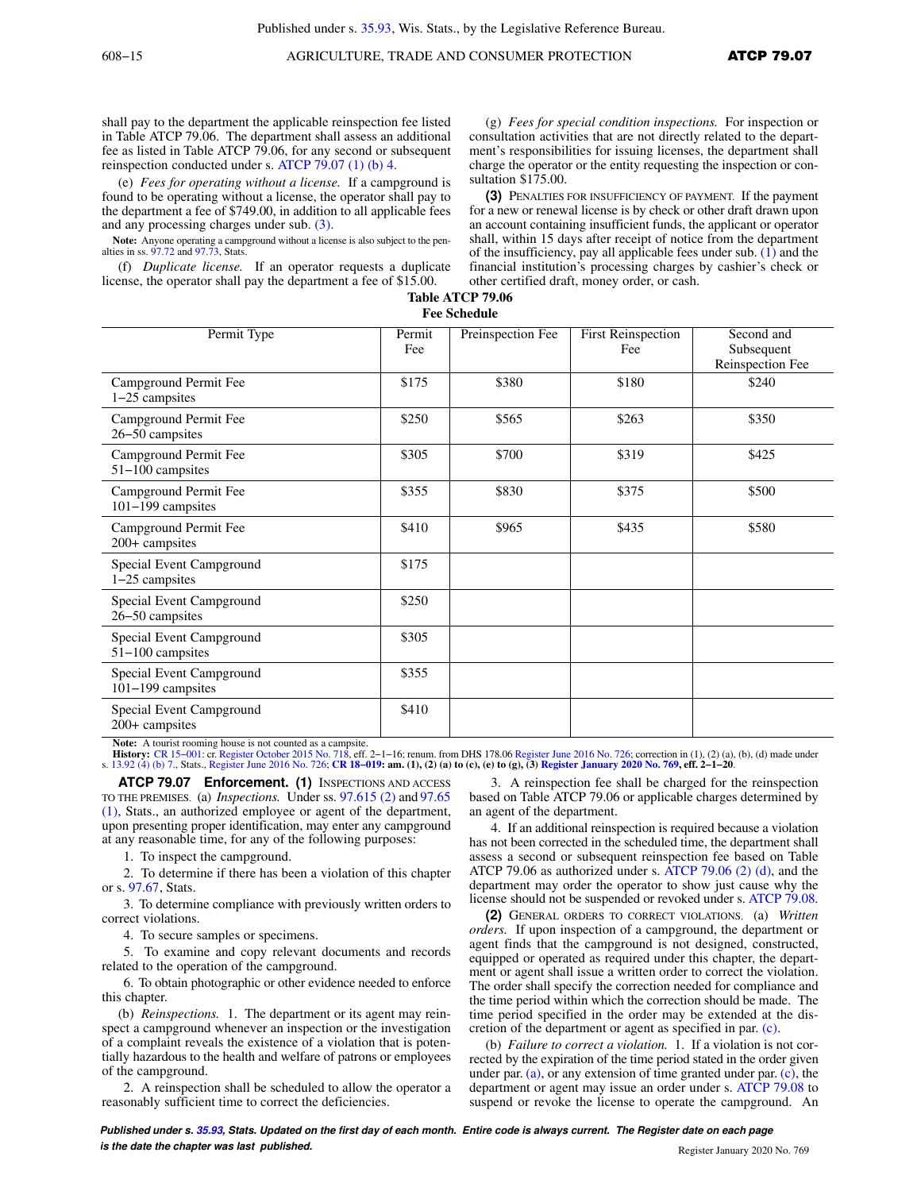shall pay to the department the applicable reinspection fee listed in Table ATCP 79.06. The department shall assess an additional fee as listed in Table ATCP 79.06, for any second or subsequent reinspection conducted under s. ATCP 79.07 (1) (b) 4.

(e) *Fees for operating without a license.* If a campground is found to be operating without a license, the operator shall pay to the department a fee of $749.00, in addition to all applicable fees and any processing charges under sub. (3).

**Note:** Anyone operating a campground without a license is also subject to the penalties in ss. 97.72 and 97.73, Stats.

(f) *Duplicate license.* If an operator requests a duplicate license, the operator shall pay the department a fee of $15.00.

(g) *Fees for special condition inspections.* For inspection or consultation activities that are not directly related to the department's responsibilities for issuing licenses, the department shall charge the operator or the entity requesting the inspection or consultation $175.00.

**(3)** PENALTIES FOR INSUFFICIENCY OF PAYMENT. If the payment for a new or renewal license is by check or other draft drawn upon an account containing insufficient funds, the applicant or operator shall, within 15 days after receipt of notice from the department of the insufficiency, pay all applicable fees under sub. (1) and the financial institution's processing charges by cashier's check or other certified draft, money order, or cash.

**Table ATCP 79.06**
**Fee Schedule**

| Permit Type | Permit Fee | Preinspection Fee | First Reinspection Fee | Second and Subsequent Reinspection Fee |
|---|---|---|---|---|
| Campground Permit Fee 1–25 campsites | $175 | $380 | $180 | $240 |
| Campground Permit Fee 26–50 campsites | $250 | $565 | $263 | $350 |
| Campground Permit Fee 51–100 campsites | $305 | $700 | $319 | $425 |
| Campground Permit Fee 101–199 campsites | $355 | $830 | $375 | $500 |
| Campground Permit Fee 200+ campsites | $410 | $965 | $435 | $580 |
| Special Event Campground 1–25 campsites | $175 | | | |
| Special Event Campground 26–50 campsites | $250 | | | |
| Special Event Campground 51–100 campsites | $305 | | | |
| Special Event Campground 101–199 campsites | $355 | | | |
| Special Event Campground 200+ campsites | $410 | | | |

**Note:** A tourist rooming house is not counted as a campsite.

**History:** CR 15–001: cr. Register October 2015 No. 718, eff. 2–1–16; renum. from DHS 178.06 Register June 2016 No. 726; correction in (1), (2) (a), (b), (d) made under s. 13.92 (4) (b) 7., Stats., Register June 2016 No. 726; **CR 18–019: am. (1), (2) (a) to (c), (e) to (g), (3) Register January 2020 No. 769, eff. 2–1–20.**

**ATCP 79.07 Enforcement. (1)** INSPECTIONS AND ACCESS TO THE PREMISES. (a) *Inspections.* Under ss. 97.615 (2) and 97.65 (1), Stats., an authorized employee or agent of the department, upon presenting proper identification, may enter any campground at any reasonable time, for any of the following purposes:

1. To inspect the campground.

2. To determine if there has been a violation of this chapter or s. 97.67, Stats.

3. To determine compliance with previously written orders to correct violations.

4. To secure samples or specimens.

5. To examine and copy relevant documents and records related to the operation of the campground.

6. To obtain photographic or other evidence needed to enforce this chapter.

(b) *Reinspections.* 1. The department or its agent may reinspect a campground whenever an inspection or the investigation of a complaint reveals the existence of a violation that is potentially hazardous to the health and welfare of patrons or employees of the campground.

2. A reinspection shall be scheduled to allow the operator a reasonably sufficient time to correct the deficiencies.

3. A reinspection fee shall be charged for the reinspection based on Table ATCP 79.06 or applicable charges determined by an agent of the department.

4. If an additional reinspection is required because a violation has not been corrected in the scheduled time, the department shall assess a second or subsequent reinspection fee based on Table ATCP 79.06 as authorized under s. ATCP 79.06 (2) (d), and the department may order the operator to show just cause why the license should not be suspended or revoked under s. ATCP 79.08.

**(2)** GENERAL ORDERS TO CORRECT VIOLATIONS. (a) *Written orders.* If upon inspection of a campground, the department or agent finds that the campground is not designed, constructed, equipped or operated as required under this chapter, the department or agent shall issue a written order to correct the violation. The order shall specify the correction needed for compliance and the time period within which the correction should be made. The time period specified in the order may be extended at the discretion of the department or agent as specified in par. (c).

(b) *Failure to correct a violation.* 1. If a violation is not corrected by the expiration of the time period stated in the order given under par. (a), or any extension of time granted under par. (c), the department or agent may issue an order under s. ATCP 79.08 to suspend or revoke the license to operate the campground. An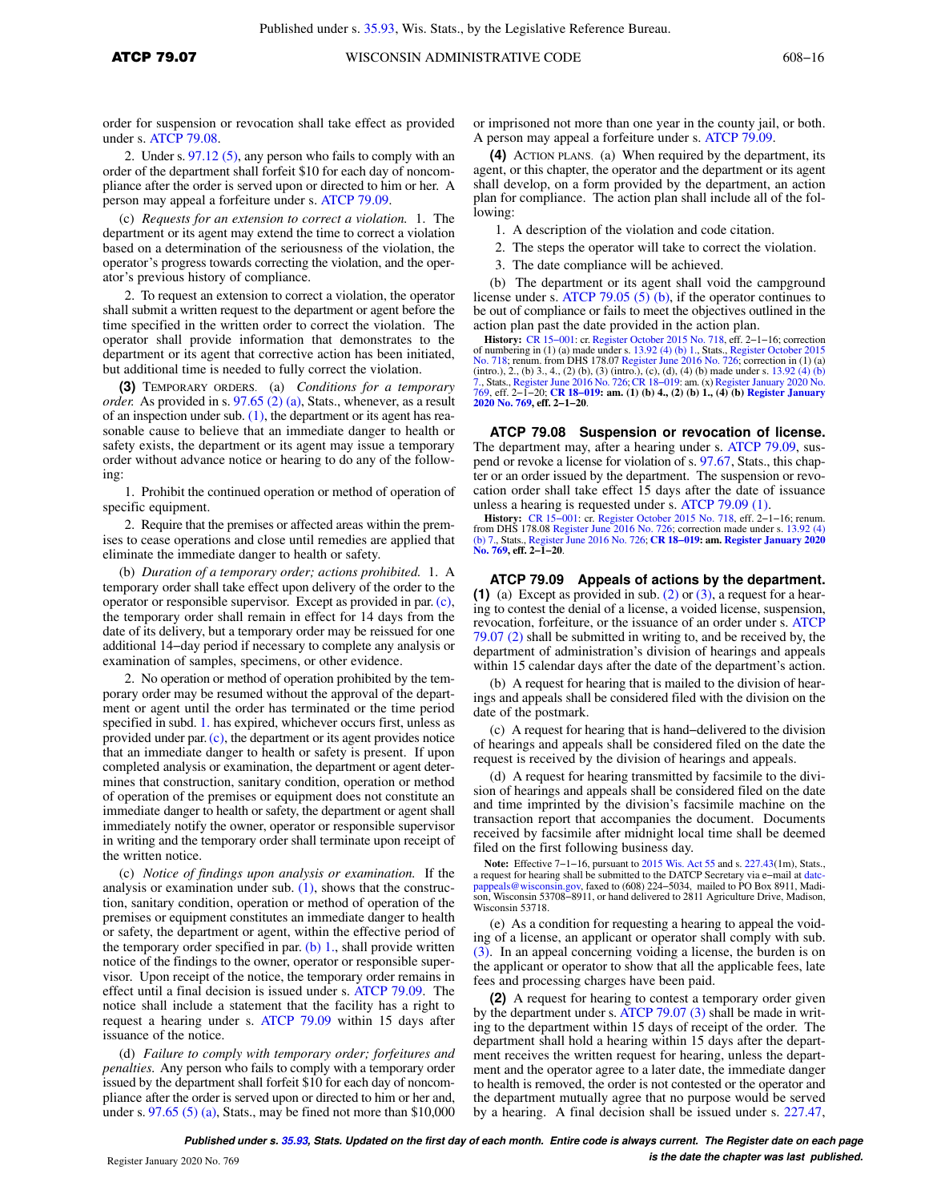order for suspension or revocation shall take effect as provided under s. ATCP 79.08.

2. Under s. 97.12 (5), any person who fails to comply with an order of the department shall forfeit $10 for each day of noncompliance after the order is served upon or directed to him or her. A person may appeal a forfeiture under s. ATCP 79.09.

(c) *Requests for an extension to correct a violation.* 1. The department or its agent may extend the time to correct a violation based on a determination of the seriousness of the violation, the operator's progress towards correcting the violation, and the operator's previous history of compliance.

2. To request an extension to correct a violation, the operator shall submit a written request to the department or agent before the time specified in the written order to correct the violation. The operator shall provide information that demonstrates to the department or its agent that corrective action has been initiated, but additional time is needed to fully correct the violation.

**(3)** TEMPORARY ORDERS. (a) *Conditions for a temporary order.* As provided in s. 97.65 (2) (a), Stats., whenever, as a result of an inspection under sub. (1), the department or its agent has reasonable cause to believe that an immediate danger to health or safety exists, the department or its agent may issue a temporary order without advance notice or hearing to do any of the following:

1. Prohibit the continued operation or method of operation of specific equipment.

2. Require that the premises or affected areas within the premises to cease operations and close until remedies are applied that eliminate the immediate danger to health or safety.

(b) *Duration of a temporary order; actions prohibited.* 1. A temporary order shall take effect upon delivery of the order to the operator or responsible supervisor. Except as provided in par. (c), the temporary order shall remain in effect for 14 days from the date of its delivery, but a temporary order may be reissued for one additional 14−day period if necessary to complete any analysis or examination of samples, specimens, or other evidence.

2. No operation or method of operation prohibited by the temporary order may be resumed without the approval of the department or agent until the order has terminated or the time period specified in subd. 1. has expired, whichever occurs first, unless as provided under par. (c), the department or its agent provides notice that an immediate danger to health or safety is present. If upon completed analysis or examination, the department or agent determines that construction, sanitary condition, operation or method of operation of the premises or equipment does not constitute an immediate danger to health or safety, the department or agent shall immediately notify the owner, operator or responsible supervisor in writing and the temporary order shall terminate upon receipt of the written notice.

(c) *Notice of findings upon analysis or examination.* If the analysis or examination under sub. (1), shows that the construction, sanitary condition, operation or method of operation of the premises or equipment constitutes an immediate danger to health or safety, the department or agent, within the effective period of the temporary order specified in par. (b) 1., shall provide written notice of the findings to the owner, operator or responsible supervisor. Upon receipt of the notice, the temporary order remains in effect until a final decision is issued under s. ATCP 79.09. The notice shall include a statement that the facility has a right to request a hearing under s. ATCP 79.09 within 15 days after issuance of the notice.

(d) *Failure to comply with temporary order; forfeitures and penalties.* Any person who fails to comply with a temporary order issued by the department shall forfeit $10 for each day of noncompliance after the order is served upon or directed to him or her and, under s. 97.65 (5) (a), Stats., may be fined not more than $10,000 or imprisoned not more than one year in the county jail, or both. A person may appeal a forfeiture under s. ATCP 79.09.

**(4)** ACTION PLANS. (a) When required by the department, its agent, or this chapter, the operator and the department or its agent shall develop, on a form provided by the department, an action plan for compliance. The action plan shall include all of the following:

1. A description of the violation and code citation.

2. The steps the operator will take to correct the violation.

3. The date compliance will be achieved.

(b) The department or its agent shall void the campground license under s. ATCP 79.05 (5) (b), if the operator continues to be out of compliance or fails to meet the objectives outlined in the action plan past the date provided in the action plan.

**History:** CR 15−001: cr. Register October 2015 No. 718, eff. 2−1−16; correction of numbering in (1) (a) made under s. 13.92 (4) (b) 1., Stats., Register October 2015 No. 718; renum. from DHS 178.07 Register June 2016 No. 726; correction in (1) (a) (intro.), 2., (b) 3., 4., (2) (b), (3) (intro.), (c), (d), (4) (b) made under s. 13.92 (4) (b) 7., Stats., Register June 2016 No. 726; CR 18−019: am. (x) Register January 2020 No. 769, eff. 2−1−20; **CR 18−019: am. (1) (b) 4., (2) (b) 1., (4) (b) Register January 2020 No. 769, eff. 2−1−20.**

## ATCP 79.08 Suspension or revocation of license.

The department may, after a hearing under s. ATCP 79.09, suspend or revoke a license for violation of s. 97.67, Stats., this chapter or an order issued by the department. The suspension or revocation order shall take effect 15 days after the date of issuance unless a hearing is requested under s. ATCP 79.09 (1).

**History:** CR 15−001: cr. Register October 2015 No. 718, eff. 2−1−16; renum. from DHS 178.08 Register June 2016 No. 726; correction made under s. 13.92 (4) (b) 7., Stats., Register June 2016 No. 726; **CR 18−019: am. Register January 2020 No. 769, eff. 2−1−20.**

## ATCP 79.09 Appeals of actions by the department.

**(1)** (a) Except as provided in sub. (2) or (3), a request for a hearing to contest the denial of a license, a voided license, suspension, revocation, forfeiture, or the issuance of an order under s. ATCP 79.07 (2) shall be submitted in writing to, and be received by, the department of administration's division of hearings and appeals within 15 calendar days after the date of the department's action.

(b) A request for hearing that is mailed to the division of hearings and appeals shall be considered filed with the division on the date of the postmark.

(c) A request for hearing that is hand−delivered to the division of hearings and appeals shall be considered filed on the date the request is received by the division of hearings and appeals.

(d) A request for hearing transmitted by facsimile to the division of hearings and appeals shall be considered filed on the date and time imprinted by the division's facsimile machine on the transaction report that accompanies the document. Documents received by facsimile after midnight local time shall be deemed filed on the first following business day.

**Note:** Effective 7−1−16, pursuant to 2015 Wis. Act 55 and s. 227.43(1m), Stats., a request for hearing shall be submitted to the DATCP Secretary via e−mail at datcppappeals@wisconsin.gov, faxed to (608) 224−5034, mailed to PO Box 8911, Madison, Wisconsin 53708−8911, or hand delivered to 2811 Agriculture Drive, Madison, Wisconsin 53718.

(e) As a condition for requesting a hearing to appeal the voiding of a license, an applicant or operator shall comply with sub. (3). In an appeal concerning voiding a license, the burden is on the applicant or operator to show that all the applicable fees, late fees and processing charges have been paid.

**(2)** A request for hearing to contest a temporary order given by the department under s. ATCP 79.07 (3) shall be made in writing to the department within 15 days of receipt of the order. The department shall hold a hearing within 15 days after the department receives the written request for hearing, unless the department and the operator agree to a later date, the immediate danger to health is removed, the order is not contested or the operator and the department mutually agree that no purpose would be served by a hearing. A final decision shall be issued under s. 227.47,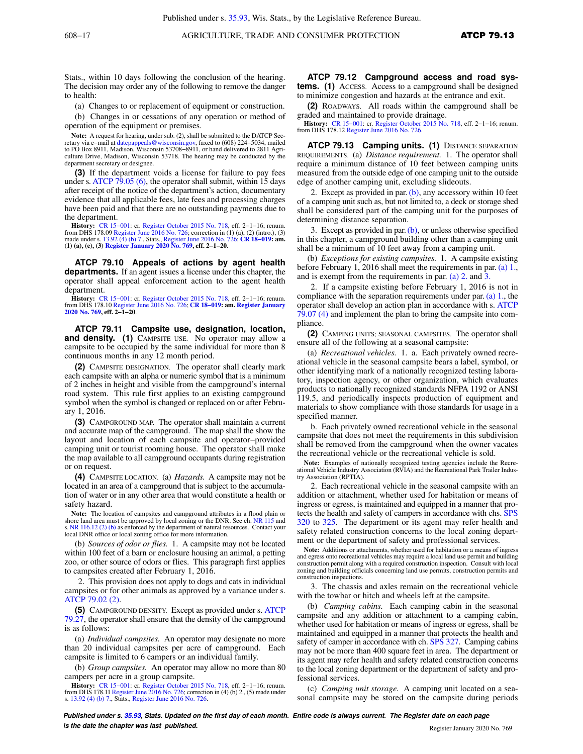Stats., within 10 days following the conclusion of the hearing. The decision may order any of the following to remove the danger to health:

(a) Changes to or replacement of equipment or construction.

(b) Changes in or cessations of any operation or method of operation of the equipment or premises.

**Note:** A request for hearing, under sub. (2), shall be submitted to the DATCP Secretary via e−mail at datcpappeals@wisconsin.gov, faxed to (608) 224−5034, mailed to PO Box 8911, Madison, Wisconsin 53708−8911, or hand delivered to 2811 Agriculture Drive, Madison, Wisconsin 53718. The hearing may be conducted by the department secretary or designee.

**(3)** If the department voids a license for failure to pay fees under s. ATCP 79.05 (6), the operator shall submit, within 15 days after receipt of the notice of the department's action, documentary evidence that all applicable fees, late fees and processing charges have been paid and that there are no outstanding payments due to the department.

**History:** CR 15−001: cr. Register October 2015 No. 718, eff. 2−1−16; renum. from DHS 178.09 Register June 2016 No. 726; correction in (1) (a), (2) (intro.), (3) made under s. 13.92 (4) (b) 7., Stats., Register June 2016 No. 726; **CR 18−019: am. (1) (a), (e), (3) Register January 2020 No. 769, eff. 2−1−20.**

**ATCP 79.10 Appeals of actions by agent health departments.** If an agent issues a license under this chapter, the operator shall appeal enforcement action to the agent health department.

**History:** CR 15−001: cr. Register October 2015 No. 718, eff. 2−1−16; renum. from DHS 178.10 Register June 2016 No. 726; **CR 18−019: am. Register January 2020 No. 769, eff. 2−1−20.**

**ATCP 79.11 Campsite use, designation, location, and density. (1)** CAMPSITE USE. No operator may allow a campsite to be occupied by the same individual for more than 8 continuous months in any 12 month period.

**(2)** CAMPSITE DESIGNATION. The operator shall clearly mark each campsite with an alpha or numeric symbol that is a minimum of 2 inches in height and visible from the campground's internal road system. This rule first applies to an existing campground symbol when the symbol is changed or replaced on or after February 1, 2016.

**(3)** CAMPGROUND MAP. The operator shall maintain a current and accurate map of the campground. The map shall the show the layout and location of each campsite and operator−provided camping unit or tourist rooming house. The operator shall make the map available to all campground occupants during registration or on request.

**(4)** CAMPSITE LOCATION. (a) *Hazards.* A campsite may not be located in an area of a campground that is subject to the accumulation of water or in any other area that would constitute a health or safety hazard.

**Note:** The location of campsites and campground attributes in a flood plain or shore land area must be approved by local zoning or the DNR. See ch. NR 115 and s. NR 116.12 (2) (b) as enforced by the department of natural resources. Contact your local DNR office or local zoning office for more information.

(b) *Sources of odor or flies.* 1. A campsite may not be located within 100 feet of a barn or enclosure housing an animal, a petting zoo, or other source of odors or flies. This paragraph first applies to campsites created after February 1, 2016.

2. This provision does not apply to dogs and cats in individual campsites or for other animals as approved by a variance under s. ATCP 79.02 (2).

**(5)** CAMPGROUND DENSITY. Except as provided under s. ATCP 79.27, the operator shall ensure that the density of the campground is as follows:

(a) *Individual campsites.* An operator may designate no more than 20 individual campsites per acre of campground. Each campsite is limited to 6 campers or an individual family.

(b) *Group campsites.* An operator may allow no more than 80 campers per acre in a group campsite.

**History:** CR 15−001: cr. Register October 2015 No. 718, eff. 2−1−16; renum. from DHS 178.11 Register June 2016 No. 726; correction in (4) (b) 2., (5) made under s. 13.92 (4) (b) 7., Stats., Register June 2016 No. 726.

**ATCP 79.12 Campground access and road systems. (1)** ACCESS. Access to a campground shall be designed to minimize congestion and hazards at the entrance and exit.

**(2)** ROADWAYS. All roads within the campground shall be graded and maintained to provide drainage.

**History:** CR 15−001: cr. Register October 2015 No. 718, eff. 2−1−16; renum. from DHS 178.12 Register June 2016 No. 726.

**ATCP 79.13 Camping units. (1)** DISTANCE SEPARATION REQUIREMENTS. (a) *Distance requirement.* 1. The operator shall require a minimum distance of 10 feet between camping units measured from the outside edge of one camping unit to the outside edge of another camping unit, excluding slideouts.

2. Except as provided in par. (b), any accessory within 10 feet of a camping unit such as, but not limited to, a deck or storage shed shall be considered part of the camping unit for the purposes of determining distance separation.

3. Except as provided in par. (b), or unless otherwise specified in this chapter, a campground building other than a camping unit shall be a minimum of 10 feet away from a camping unit.

(b) *Exceptions for existing campsites.* 1. A campsite existing before February 1, 2016 shall meet the requirements in par. (a) 1., and is exempt from the requirements in par. (a) 2. and 3.

2. If a campsite existing before February 1, 2016 is not in compliance with the separation requirements under par. (a) 1., the operator shall develop an action plan in accordance with s. ATCP 79.07 (4) and implement the plan to bring the campsite into compliance.

**(2)** CAMPING UNITS; SEASONAL CAMPSITES. The operator shall ensure all of the following at a seasonal campsite:

(a) *Recreational vehicles.* 1. a. Each privately owned recreational vehicle in the seasonal campsite bears a label, symbol, or other identifying mark of a nationally recognized testing laboratory, inspection agency, or other organization, which evaluates products to nationally recognized standards NFPA 1192 or ANSI 119.5, and periodically inspects production of equipment and materials to show compliance with those standards for usage in a specified manner.

b. Each privately owned recreational vehicle in the seasonal campsite that does not meet the requirements in this subdivision shall be removed from the campground when the owner vacates the recreational vehicle or the recreational vehicle is sold.

**Note:** Examples of nationally recognized testing agencies include the Recreational Vehicle Industry Association (RVIA) and the Recreational Park Trailer Industry Association (RPTIA).

2. Each recreational vehicle in the seasonal campsite with an addition or attachment, whether used for habitation or means of ingress or egress, is maintained and equipped in a manner that protects the health and safety of campers in accordance with chs. SPS 320 to 325. The department or its agent may refer health and safety related construction concerns to the local zoning department or the department of safety and professional services.

**Note:** Additions or attachments, whether used for habitation or a means of ingress and egress onto recreational vehicles may require a local land use permit and building construction permit along with a required construction inspection. Consult with local zoning and building officials concerning land use permits, construction permits and construction inspections.

3. The chassis and axles remain on the recreational vehicle with the towbar or hitch and wheels left at the campsite.

(b) *Camping cabins.* Each camping cabin in the seasonal campsite and any addition or attachment to a camping cabin, whether used for habitation or means of ingress or egress, shall be maintained and equipped in a manner that protects the health and safety of camper in accordance with ch. SPS 327. Camping cabins may not be more than 400 square feet in area. The department or its agent may refer health and safety related construction concerns to the local zoning department or the department of safety and professional services.

(c) *Camping unit storage.* A camping unit located on a seasonal campsite may be stored on the campsite during periods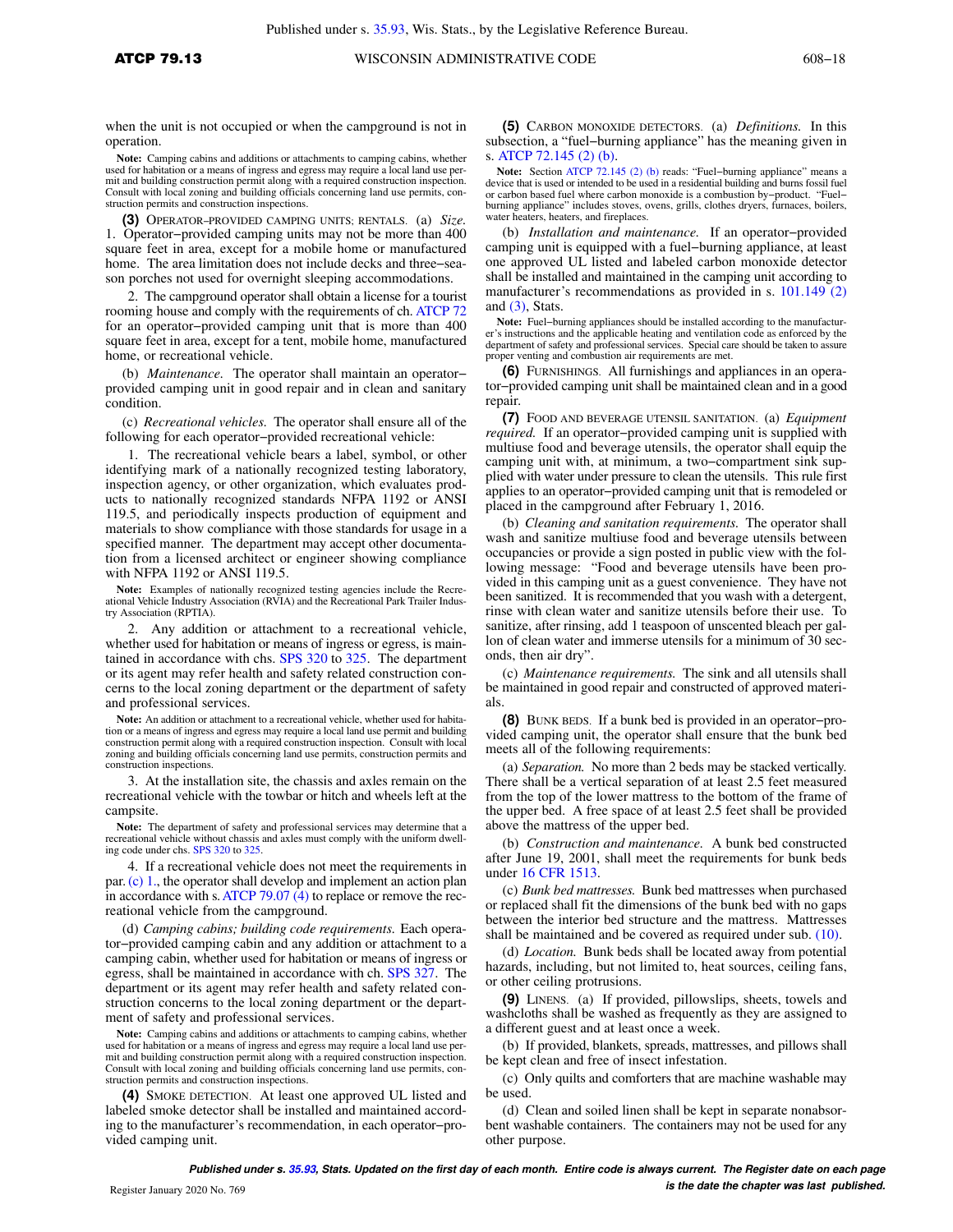when the unit is not occupied or when the campground is not in operation.

**Note:** Camping cabins and additions or attachments to camping cabins, whether used for habitation or a means of ingress and egress may require a local land use permit and building construction permit along with a required construction inspection. Consult with local zoning and building officials concerning land use permits, construction permits and construction inspections.

**(3)** Operator–provided camping units; rentals. (a) *Size.* 1. Operator–provided camping units may not be more than 400 square feet in area, except for a mobile home or manufactured home. The area limitation does not include decks and three–season porches not used for overnight sleeping accommodations.

2. The campground operator shall obtain a license for a tourist rooming house and comply with the requirements of ch. ATCP 72 for an operator–provided camping unit that is more than 400 square feet in area, except for a tent, mobile home, manufactured home, or recreational vehicle.

(b) *Maintenance.* The operator shall maintain an operator–provided camping unit in good repair and in clean and sanitary condition.

(c) *Recreational vehicles.* The operator shall ensure all of the following for each operator–provided recreational vehicle:

1. The recreational vehicle bears a label, symbol, or other identifying mark of a nationally recognized testing laboratory, inspection agency, or other organization, which evaluates products to nationally recognized standards NFPA 1192 or ANSI 119.5, and periodically inspects production of equipment and materials to show compliance with those standards for usage in a specified manner. The department may accept other documentation from a licensed architect or engineer showing compliance with NFPA 1192 or ANSI 119.5.

**Note:** Examples of nationally recognized testing agencies include the Recreational Vehicle Industry Association (RVIA) and the Recreational Park Trailer Industry Association (RPTIA).

2. Any addition or attachment to a recreational vehicle, whether used for habitation or means of ingress or egress, is maintained in accordance with chs. SPS 320 to 325. The department or its agent may refer health and safety related construction concerns to the local zoning department or the department of safety and professional services.

**Note:** An addition or attachment to a recreational vehicle, whether used for habitation or a means of ingress and egress may require a local land use permit and building construction permit along with a required construction inspection. Consult with local zoning and building officials concerning land use permits, construction permits and construction inspections.

3. At the installation site, the chassis and axles remain on the recreational vehicle with the towbar or hitch and wheels left at the campsite.

**Note:** The department of safety and professional services may determine that a recreational vehicle without chassis and axles must comply with the uniform dwelling code under chs. SPS 320 to 325.

4. If a recreational vehicle does not meet the requirements in par. (c) 1., the operator shall develop and implement an action plan in accordance with s. ATCP 79.07 (4) to replace or remove the recreational vehicle from the campground.

(d) *Camping cabins; building code requirements.* Each operator–provided camping cabin and any addition or attachment to a camping cabin, whether used for habitation or means of ingress or egress, shall be maintained in accordance with ch. SPS 327. The department or its agent may refer health and safety related construction concerns to the local zoning department or the department of safety and professional services.

**Note:** Camping cabins and additions or attachments to camping cabins, whether used for habitation or a means of ingress and egress may require a local land use permit and building construction permit along with a required construction inspection. Consult with local zoning and building officials concerning land use permits, construction permits and construction inspections.

**(4)** Smoke detection. At least one approved UL listed and labeled smoke detector shall be installed and maintained according to the manufacturer's recommendation, in each operator–provided camping unit.

**(5)** Carbon monoxide detectors. (a) *Definitions.* In this subsection, a "fuel–burning appliance" has the meaning given in s. ATCP 72.145 (2) (b).

**Note:** Section ATCP 72.145 (2) (b) reads: "Fuel–burning appliance" means a device that is used or intended to be used in a residential building and burns fossil fuel or carbon based fuel where carbon monoxide is a combustion by–product. "Fuel–burning appliance" includes stoves, ovens, grills, clothes dryers, furnaces, boilers, water heaters, heaters, and fireplaces.

(b) *Installation and maintenance.* If an operator–provided camping unit is equipped with a fuel–burning appliance, at least one approved UL listed and labeled carbon monoxide detector shall be installed and maintained in the camping unit according to manufacturer's recommendations as provided in s. 101.149 (2) and (3), Stats.

**Note:** Fuel–burning appliances should be installed according to the manufacturer's instructions and the applicable heating and ventilation code as enforced by the department of safety and professional services. Special care should be taken to assure proper venting and combustion air requirements are met.

**(6)** Furnishings. All furnishings and appliances in an operator–provided camping unit shall be maintained clean and in a good repair.

**(7)** Food and beverage utensil sanitation. (a) *Equipment required.* If an operator–provided camping unit is supplied with multiuse food and beverage utensils, the operator shall equip the camping unit with, at minimum, a two–compartment sink supplied with water under pressure to clean the utensils. This rule first applies to an operator–provided camping unit that is remodeled or placed in the campground after February 1, 2016.

(b) *Cleaning and sanitation requirements.* The operator shall wash and sanitize multiuse food and beverage utensils between occupancies or provide a sign posted in public view with the following message: "Food and beverage utensils have been provided in this camping unit as a guest convenience. They have not been sanitized. It is recommended that you wash with a detergent, rinse with clean water and sanitize utensils before their use. To sanitize, after rinsing, add 1 teaspoon of unscented bleach per gallon of clean water and immerse utensils for a minimum of 30 seconds, then air dry".

(c) *Maintenance requirements.* The sink and all utensils shall be maintained in good repair and constructed of approved materials.

**(8)** Bunk beds. If a bunk bed is provided in an operator–provided camping unit, the operator shall ensure that the bunk bed meets all of the following requirements:

(a) *Separation.* No more than 2 beds may be stacked vertically. There shall be a vertical separation of at least 2.5 feet measured from the top of the lower mattress to the bottom of the frame of the upper bed. A free space of at least 2.5 feet shall be provided above the mattress of the upper bed.

(b) *Construction and maintenance*. A bunk bed constructed after June 19, 2001, shall meet the requirements for bunk beds under 16 CFR 1513.

(c) *Bunk bed mattresses.* Bunk bed mattresses when purchased or replaced shall fit the dimensions of the bunk bed with no gaps between the interior bed structure and the mattress. Mattresses shall be maintained and be covered as required under sub. (10).

(d) *Location.* Bunk beds shall be located away from potential hazards, including, but not limited to, heat sources, ceiling fans, or other ceiling protrusions.

**(9)** Linens. (a) If provided, pillowslips, sheets, towels and washcloths shall be washed as frequently as they are assigned to a different guest and at least once a week.

(b) If provided, blankets, spreads, mattresses, and pillows shall be kept clean and free of insect infestation.

(c) Only quilts and comforters that are machine washable may be used.

(d) Clean and soiled linen shall be kept in separate nonabsorbent washable containers. The containers may not be used for any other purpose.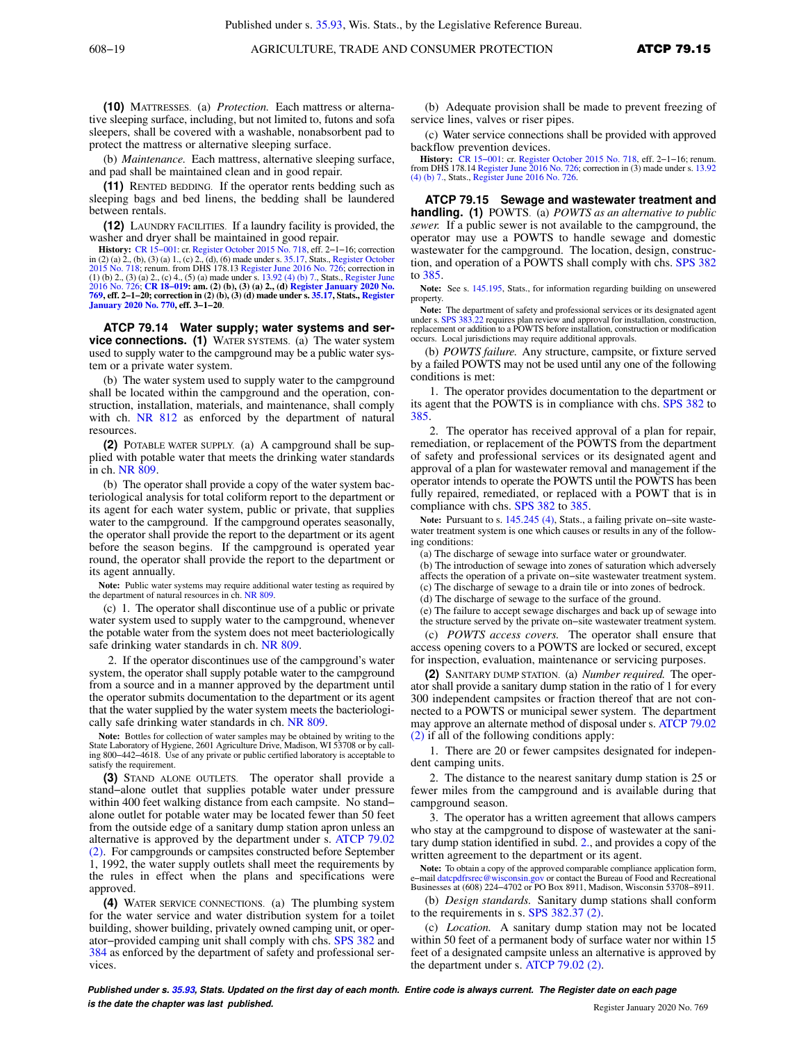**(10)** MATTRESSES. (a) *Protection.* Each mattress or alternative sleeping surface, including, but not limited to, futons and sofa sleepers, shall be covered with a washable, nonabsorbent pad to protect the mattress or alternative sleeping surface.

(b) *Maintenance.* Each mattress, alternative sleeping surface, and pad shall be maintained clean and in good repair.

**(11)** RENTED BEDDING. If the operator rents bedding such as sleeping bags and bed linens, the bedding shall be laundered between rentals.

**(12)** LAUNDRY FACILITIES. If a laundry facility is provided, the washer and dryer shall be maintained in good repair.

**History:** CR 15−001: cr. Register October 2015 No. 718, eff. 2−1−16; correction in (2) (a) 2., (b), (3) (a) 1., (c) 2., (d), (6) made under s. 35.17, Stats., Register October 2015 No. 718; renum. from DHS 178.13 Register June 2016 No. 726; correction in (1) (b) 2., (3) (a) 2., (c) 4., (5) (a) made under s. 13.92 (4) (b) 7., Stats., Register June 2016 No. 726; **CR 18−019: am. (2) (b), (3) (a) 2., (d) Register January 2020 No. 769, eff. 2−1−20; correction in (2) (b), (3) (d) made under s. 35.17, Stats., Register January 2020 No. 770, eff. 3−1−20.**

**ATCP 79.14 Water supply; water systems and service connections. (1)** WATER SYSTEMS. (a) The water system used to supply water to the campground may be a public water system or a private water system.

(b) The water system used to supply water to the campground shall be located within the campground and the operation, construction, installation, materials, and maintenance, shall comply with ch. NR 812 as enforced by the department of natural resources.

**(2)** POTABLE WATER SUPPLY. (a) A campground shall be supplied with potable water that meets the drinking water standards in ch. NR 809.

(b) The operator shall provide a copy of the water system bacteriological analysis for total coliform report to the department or its agent for each water system, public or private, that supplies water to the campground. If the campground operates seasonally, the operator shall provide the report to the department or its agent before the season begins. If the campground is operated year round, the operator shall provide the report to the department or its agent annually.

**Note:** Public water systems may require additional water testing as required by the department of natural resources in ch. NR 809.

(c) 1. The operator shall discontinue use of a public or private water system used to supply water to the campground, whenever the potable water from the system does not meet bacteriologically safe drinking water standards in ch. NR 809.

2. If the operator discontinues use of the campground's water system, the operator shall supply potable water to the campground from a source and in a manner approved by the department until the operator submits documentation to the department or its agent that the water supplied by the water system meets the bacteriologically safe drinking water standards in ch. NR 809.

**Note:** Bottles for collection of water samples may be obtained by writing to the State Laboratory of Hygiene, 2601 Agriculture Drive, Madison, WI 53708 or by calling 800−442−4618. Use of any private or public certified laboratory is acceptable to satisfy the requirement.

**(3)** STAND ALONE OUTLETS. The operator shall provide a stand−alone outlet that supplies potable water under pressure within 400 feet walking distance from each campsite. No stand−alone outlet for potable water may be located fewer than 50 feet from the outside edge of a sanitary dump station apron unless an alternative is approved by the department under s. ATCP 79.02 (2). For campgrounds or campsites constructed before September 1, 1992, the water supply outlets shall meet the requirements by the rules in effect when the plans and specifications were approved.

**(4)** WATER SERVICE CONNECTIONS. (a) The plumbing system for the water service and water distribution system for a toilet building, shower building, privately owned camping unit, or operator−provided camping unit shall comply with chs. SPS 382 and 384 as enforced by the department of safety and professional services.

(b) Adequate provision shall be made to prevent freezing of service lines, valves or riser pipes.

(c) Water service connections shall be provided with approved backflow prevention devices.

**History:** CR 15−001: cr. Register October 2015 No. 718, eff. 2−1−16; renum. from DHS 178.14 Register June 2016 No. 726; correction in (3) made under s. 13.92 (4) (b) 7., Stats., Register June 2016 No. 726.

**ATCP 79.15 Sewage and wastewater treatment and handling. (1)** POWTS. (a) *POWTS as an alternative to public sewer.* If a public sewer is not available to the campground, the operator may use a POWTS to handle sewage and domestic wastewater for the campground. The location, design, construction, and operation of a POWTS shall comply with chs. SPS 382 to 385.

**Note:** See s. 145.195, Stats., for information regarding building on unsewered property.

**Note:** The department of safety and professional services or its designated agent under s. SPS 383.22 requires plan review and approval for installation, construction, replacement or addition to a POWTS before installation, construction or modification occurs. Local jurisdictions may require additional approvals.

(b) *POWTS failure.* Any structure, campsite, or fixture served by a failed POWTS may not be used until any one of the following conditions is met:

1. The operator provides documentation to the department or its agent that the POWTS is in compliance with chs. SPS 382 to 385.

2. The operator has received approval of a plan for repair, remediation, or replacement of the POWTS from the department of safety and professional services or its designated agent and approval of a plan for wastewater removal and management if the operator intends to operate the POWTS until the POWTS has been fully repaired, remediated, or replaced with a POWT that is in compliance with chs. SPS 382 to 385.

**Note:** Pursuant to s. 145.245 (4), Stats., a failing private on−site wastewater treatment system is one which causes or results in any of the following conditions:

(a) The discharge of sewage into surface water or groundwater.

(b) The introduction of sewage into zones of saturation which adversely affects the operation of a private on−site wastewater treatment system.

(c) The discharge of sewage to a drain tile or into zones of bedrock.

(d) The discharge of sewage to the surface of the ground.

(e) The failure to accept sewage discharges and back up of sewage into the structure served by the private on−site wastewater treatment system.

(c) *POWTS access covers.* The operator shall ensure that access opening covers to a POWTS are locked or secured, except for inspection, evaluation, maintenance or servicing purposes.

**(2)** SANITARY DUMP STATION. (a) *Number required.* The operator shall provide a sanitary dump station in the ratio of 1 for every 300 independent campsites or fraction thereof that are not connected to a POWTS or municipal sewer system. The department may approve an alternate method of disposal under s. ATCP 79.02 (2) if all of the following conditions apply:

1. There are 20 or fewer campsites designated for independent camping units.

2. The distance to the nearest sanitary dump station is 25 or fewer miles from the campground and is available during that campground season.

3. The operator has a written agreement that allows campers who stay at the campground to dispose of wastewater at the sanitary dump station identified in subd. 2., and provides a copy of the written agreement to the department or its agent.

**Note:** To obtain a copy of the approved comparable compliance application form, e−mail datcpdfrsrec@wisconsin.gov or contact the Bureau of Food and Recreational Businesses at (608) 224−4702 or PO Box 8911, Madison, Wisconsin 53708−8911.

(b) *Design standards.* Sanitary dump stations shall conform to the requirements in s. SPS 382.37 (2).

(c) *Location.* A sanitary dump station may not be located within 50 feet of a permanent body of surface water nor within 15 feet of a designated campsite unless an alternative is approved by the department under s. ATCP 79.02 (2).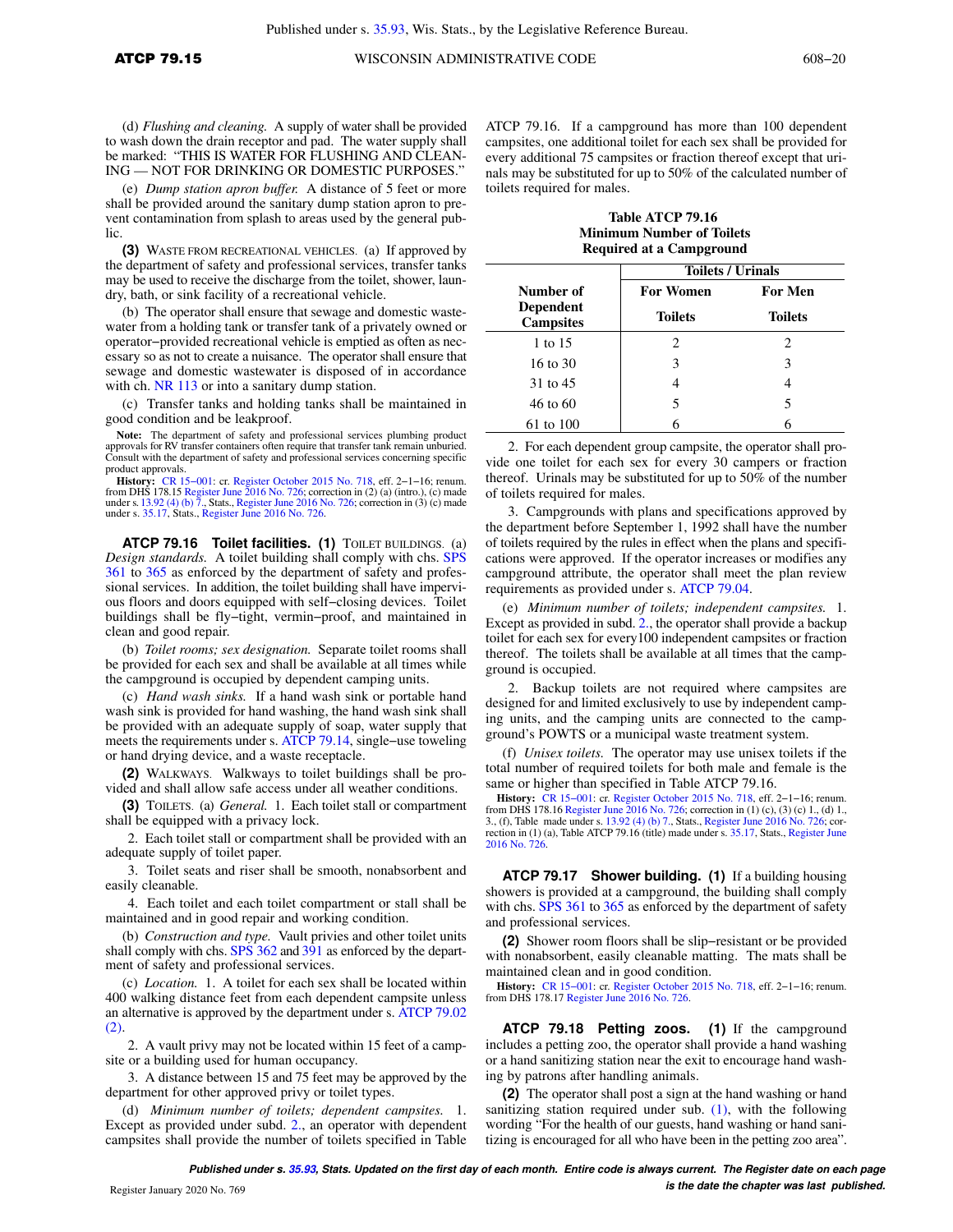(d) *Flushing and cleaning.* A supply of water shall be provided to wash down the drain receptor and pad. The water supply shall be marked: "THIS IS WATER FOR FLUSHING AND CLEANING — NOT FOR DRINKING OR DOMESTIC PURPOSES."

(e) *Dump station apron buffer.* A distance of 5 feet or more shall be provided around the sanitary dump station apron to prevent contamination from splash to areas used by the general public.

**(3)** WASTE FROM RECREATIONAL VEHICLES. (a) If approved by the department of safety and professional services, transfer tanks may be used to receive the discharge from the toilet, shower, laundry, bath, or sink facility of a recreational vehicle.

(b) The operator shall ensure that sewage and domestic wastewater from a holding tank or transfer tank of a privately owned or operator−provided recreational vehicle is emptied as often as necessary so as not to create a nuisance. The operator shall ensure that sewage and domestic wastewater is disposed of in accordance with ch. NR 113 or into a sanitary dump station.

(c) Transfer tanks and holding tanks shall be maintained in good condition and be leakproof.

**Note:** The department of safety and professional services plumbing product approvals for RV transfer containers often require that transfer tank remain unburied. Consult with the department of safety and professional services concerning specific product approvals.

**History:** CR 15−001: cr. Register October 2015 No. 718, eff. 2−1−16; renum. from DHS 178.15 Register June 2016 No. 726; correction in (2) (a) (intro.), (c) made under s. 13.92 (4) (b) 7., Stats., Register June 2016 No. 726; correction in (3) (c) made under s. 35.17, Stats., Register June 2016 No. 726.

## ATCP 79.16 Toilet facilities.

**(1)** TOILET BUILDINGS. (a) *Design standards.* A toilet building shall comply with chs. SPS 361 to 365 as enforced by the department of safety and professional services. In addition, the toilet building shall have impervious floors and doors equipped with self−closing devices. Toilet buildings shall be fly−tight, vermin−proof, and maintained in clean and good repair.

(b) *Toilet rooms; sex designation.* Separate toilet rooms shall be provided for each sex and shall be available at all times while the campground is occupied by dependent camping units.

(c) *Hand wash sinks.* If a hand wash sink or portable hand wash sink is provided for hand washing, the hand wash sink shall be provided with an adequate supply of soap, water supply that meets the requirements under s. ATCP 79.14, single−use toweling or hand drying device, and a waste receptacle.

**(2)** WALKWAYS. Walkways to toilet buildings shall be provided and shall allow safe access under all weather conditions.

**(3)** TOILETS. (a) *General.* 1. Each toilet stall or compartment shall be equipped with a privacy lock.

2. Each toilet stall or compartment shall be provided with an adequate supply of toilet paper.

3. Toilet seats and riser shall be smooth, nonabsorbent and easily cleanable.

4. Each toilet and each toilet compartment or stall shall be maintained and in good repair and working condition.

(b) *Construction and type.* Vault privies and other toilet units shall comply with chs. SPS 362 and 391 as enforced by the department of safety and professional services.

(c) *Location.* 1. A toilet for each sex shall be located within 400 walking distance feet from each dependent campsite unless an alternative is approved by the department under s. ATCP 79.02 (2).

2. A vault privy may not be located within 15 feet of a campsite or a building used for human occupancy.

3. A distance between 15 and 75 feet may be approved by the department for other approved privy or toilet types.

(d) *Minimum number of toilets; dependent campsites.* 1. Except as provided under subd. 2., an operator with dependent campsites shall provide the number of toilets specified in Table ATCP 79.16. If a campground has more than 100 dependent campsites, one additional toilet for each sex shall be provided for every additional 75 campsites or fraction thereof except that urinals may be substituted for up to 50% of the calculated number of toilets required for males.

**Table ATCP 79.16**
**Minimum Number of Toilets**
**Required at a Campground**

| Number of Dependent Campsites | Toilets / Urinals | |
|---|---|---|
| | For Women Toilets | For Men Toilets |
| 1 to 15 | 2 | 2 |
| 16 to 30 | 3 | 3 |
| 31 to 45 | 4 | 4 |
| 46 to 60 | 5 | 5 |
| 61 to 100 | 6 | 6 |

2. For each dependent group campsite, the operator shall provide one toilet for each sex for every 30 campers or fraction thereof. Urinals may be substituted for up to 50% of the number of toilets required for males.

3. Campgrounds with plans and specifications approved by the department before September 1, 1992 shall have the number of toilets required by the rules in effect when the plans and specifications were approved. If the operator increases or modifies any campground attribute, the operator shall meet the plan review requirements as provided under s. ATCP 79.04.

(e) *Minimum number of toilets; independent campsites.* 1. Except as provided in subd. 2., the operator shall provide a backup toilet for each sex for every100 independent campsites or fraction thereof. The toilets shall be available at all times that the campground is occupied.

2. Backup toilets are not required where campsites are designed for and limited exclusively to use by independent camping units, and the camping units are connected to the campground's POWTS or a municipal waste treatment system.

(f) *Unisex toilets.* The operator may use unisex toilets if the total number of required toilets for both male and female is the same or higher than specified in Table ATCP 79.16.

**History:** CR 15−001: cr. Register October 2015 No. 718, eff. 2−1−16; renum. from DHS 178.16 Register June 2016 No. 726; correction in (1) (c), (3) (c) 1., (d) 1., 3., (f), Table made under s. 13.92 (4) (b) 7., Stats., Register June 2016 No. 726; correction in (1) (a), Table ATCP 79.16 (title) made under s. 35.17, Stats., Register June 2016 No. 726.

## ATCP 79.17 Shower building.

**(1)** If a building housing showers is provided at a campground, the building shall comply with chs. SPS 361 to 365 as enforced by the department of safety and professional services.

**(2)** Shower room floors shall be slip−resistant or be provided with nonabsorbent, easily cleanable matting. The mats shall be maintained clean and in good condition.

**History:** CR 15−001: cr. Register October 2015 No. 718, eff. 2−1−16; renum. from DHS 178.17 Register June 2016 No. 726.

## ATCP 79.18 Petting zoos.

**(1)** If the campground includes a petting zoo, the operator shall provide a hand washing or a hand sanitizing station near the exit to encourage hand washing by patrons after handling animals.

**(2)** The operator shall post a sign at the hand washing or hand sanitizing station required under sub. (1), with the following wording "For the health of our guests, hand washing or hand sanitizing is encouraged for all who have been in the petting zoo area".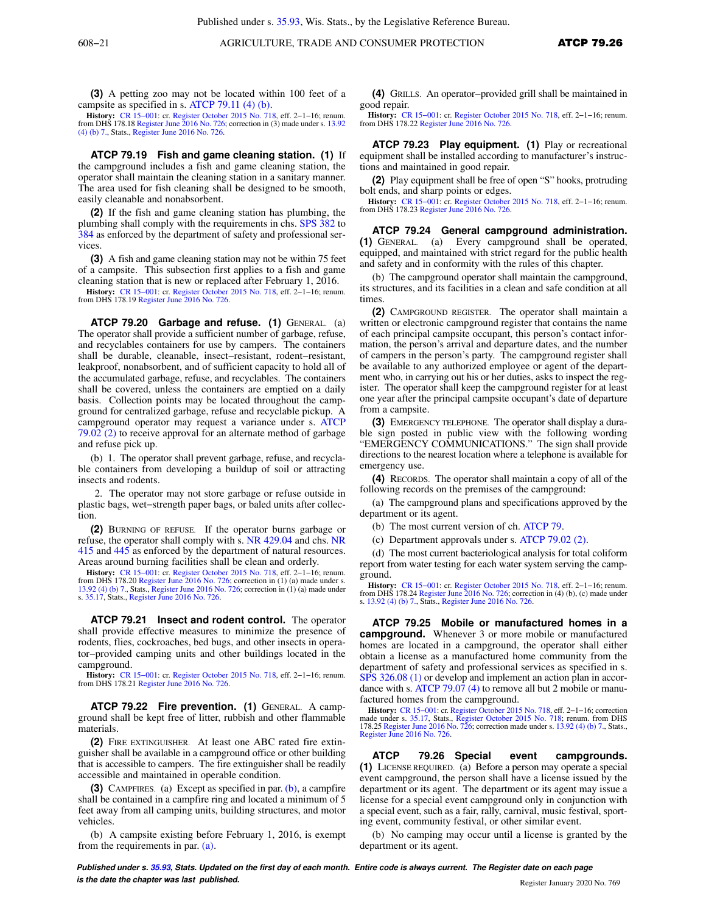**(3)** A petting zoo may not be located within 100 feet of a campsite as specified in s. ATCP 79.11 (4) (b).

**History:** CR 15−001: cr. Register October 2015 No. 718, eff. 2−1−16; renum. from DHS 178.18 Register June 2016 No. 726; correction in (3) made under s. 13.92 (4) (b) 7., Stats., Register June 2016 No. 726.

**ATCP 79.19 Fish and game cleaning station.** **(1)** If the campground includes a fish and game cleaning station, the operator shall maintain the cleaning station in a sanitary manner. The area used for fish cleaning shall be designed to be smooth, easily cleanable and nonabsorbent.

**(2)** If the fish and game cleaning station has plumbing, the plumbing shall comply with the requirements in chs. SPS 382 to 384 as enforced by the department of safety and professional services.

**(3)** A fish and game cleaning station may not be within 75 feet of a campsite. This subsection first applies to a fish and game cleaning station that is new or replaced after February 1, 2016.

**History:** CR 15−001: cr. Register October 2015 No. 718, eff. 2−1−16; renum. from DHS 178.19 Register June 2016 No. 726.

**ATCP 79.20 Garbage and refuse.** **(1)** GENERAL. (a) The operator shall provide a sufficient number of garbage, refuse, and recyclables containers for use by campers. The containers shall be durable, cleanable, insect−resistant, rodent−resistant, leakproof, nonabsorbent, and of sufficient capacity to hold all of the accumulated garbage, refuse, and recyclables. The containers shall be covered, unless the containers are emptied on a daily basis. Collection points may be located throughout the campground for centralized garbage, refuse and recyclable pickup. A campground operator may request a variance under s. ATCP 79.02 (2) to receive approval for an alternate method of garbage and refuse pick up.

(b) 1. The operator shall prevent garbage, refuse, and recyclable containers from developing a buildup of soil or attracting insects and rodents.

2. The operator may not store garbage or refuse outside in plastic bags, wet−strength paper bags, or baled units after collection.

**(2)** BURNING OF REFUSE. If the operator burns garbage or refuse, the operator shall comply with s. NR 429.04 and chs. NR 415 and 445 as enforced by the department of natural resources. Areas around burning facilities shall be clean and orderly.

**History:** CR 15−001: cr. Register October 2015 No. 718, eff. 2−1−16; renum. from DHS 178.20 Register June 2016 No. 726; correction in (1) (a) made under s. 13.92 (4) (b) 7., Stats., Register June 2016 No. 726; correction in (1) (a) made under s. 35.17, Stats., Register June 2016 No. 726.

**ATCP 79.21 Insect and rodent control.** The operator shall provide effective measures to minimize the presence of rodents, flies, cockroaches, bed bugs, and other insects in operator−provided camping units and other buildings located in the campground.

**History:** CR 15−001: cr. Register October 2015 No. 718, eff. 2−1−16; renum. from DHS 178.21 Register June 2016 No. 726.

**ATCP 79.22 Fire prevention.** **(1)** GENERAL. A campground shall be kept free of litter, rubbish and other flammable materials.

**(2)** FIRE EXTINGUISHER. At least one ABC rated fire extinguisher shall be available in a campground office or other building that is accessible to campers. The fire extinguisher shall be readily accessible and maintained in operable condition.

**(3)** CAMPFIRES. (a) Except as specified in par. (b), a campfire shall be contained in a campfire ring and located a minimum of 5 feet away from all camping units, building structures, and motor vehicles.

(b) A campsite existing before February 1, 2016, is exempt from the requirements in par. (a).

**(4)** GRILLS. An operator−provided grill shall be maintained in good repair.

**History:** CR 15−001: cr. Register October 2015 No. 718, eff. 2−1−16; renum. from DHS 178.22 Register June 2016 No. 726.

**ATCP 79.23 Play equipment.** **(1)** Play or recreational equipment shall be installed according to manufacturer's instructions and maintained in good repair.

**(2)** Play equipment shall be free of open "S" hooks, protruding bolt ends, and sharp points or edges.

**History:** CR 15−001: cr. Register October 2015 No. 718, eff. 2−1−16; renum. from DHS 178.23 Register June 2016 No. 726.

**ATCP 79.24 General campground administration.** **(1)** GENERAL. (a) Every campground shall be operated, equipped, and maintained with strict regard for the public health and safety and in conformity with the rules of this chapter.

(b) The campground operator shall maintain the campground, its structures, and its facilities in a clean and safe condition at all times.

**(2)** CAMPGROUND REGISTER. The operator shall maintain a written or electronic campground register that contains the name of each principal campsite occupant, this person's contact information, the person's arrival and departure dates, and the number of campers in the person's party. The campground register shall be available to any authorized employee or agent of the department who, in carrying out his or her duties, asks to inspect the register. The operator shall keep the campground register for at least one year after the principal campsite occupant's date of departure from a campsite.

**(3)** EMERGENCY TELEPHONE. The operator shall display a durable sign posted in public view with the following wording "EMERGENCY COMMUNICATIONS." The sign shall provide directions to the nearest location where a telephone is available for emergency use.

**(4)** RECORDS. The operator shall maintain a copy of all of the following records on the premises of the campground:

(a) The campground plans and specifications approved by the department or its agent.

(b) The most current version of ch. ATCP 79.

(c) Department approvals under s. ATCP 79.02 (2).

(d) The most current bacteriological analysis for total coliform report from water testing for each water system serving the campground.

**History:** CR 15−001: cr. Register October 2015 No. 718, eff. 2−1−16; renum. from DHS 178.24 Register June 2016 No. 726; correction in (4) (b), (c) made under s. 13.92 (4) (b) 7., Stats., Register June 2016 No. 726.

**ATCP 79.25 Mobile or manufactured homes in a campground.** Whenever 3 or more mobile or manufactured homes are located in a campground, the operator shall either obtain a license as a manufactured home community from the department of safety and professional services as specified in s. SPS 326.08 (1) or develop and implement an action plan in accordance with s. ATCP 79.07 (4) to remove all but 2 mobile or manufactured homes from the campground.

**History:** CR 15−001: cr. Register October 2015 No. 718, eff. 2−1−16; correction made under s. 35.17, Stats., Register October 2015 No. 718; renum. from DHS 178.25 Register June 2016 No. 726; correction made under s. 13.92 (4) (b) 7., Stats., Register June 2016 No. 726.

**ATCP 79.26 Special event campgrounds.** **(1)** LICENSE REQUIRED. (a) Before a person may operate a special event campground, the person shall have a license issued by the department or its agent. The department or its agent may issue a license for a special event campground only in conjunction with a special event, such as a fair, rally, carnival, music festival, sporting event, community festival, or other similar event.

(b) No camping may occur until a license is granted by the department or its agent.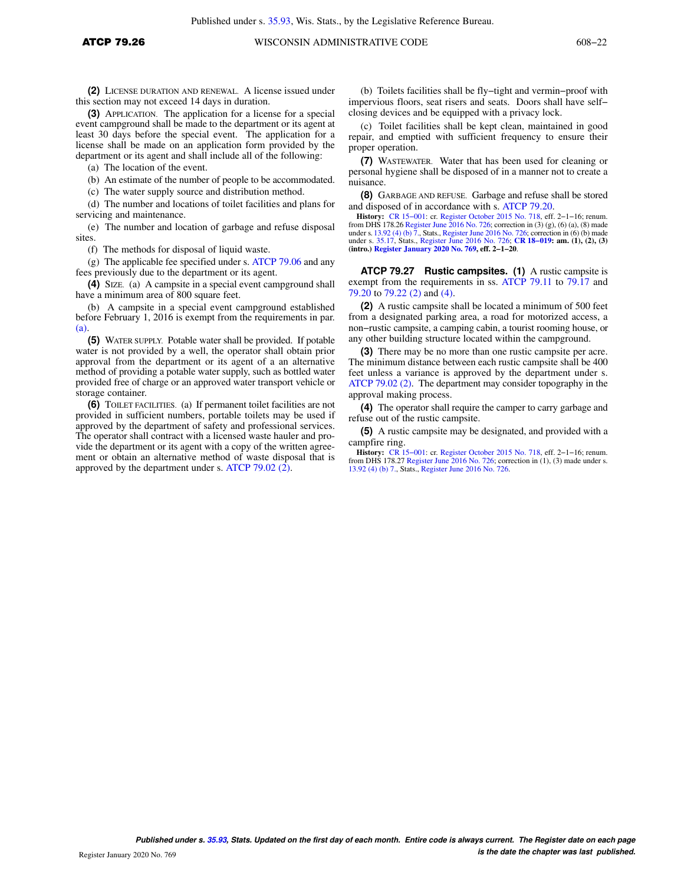**(2)** LICENSE DURATION AND RENEWAL. A license issued under this section may not exceed 14 days in duration.

**(3)** APPLICATION. The application for a license for a special event campground shall be made to the department or its agent at least 30 days before the special event. The application for a license shall be made on an application form provided by the department or its agent and shall include all of the following:

(a) The location of the event.

(b) An estimate of the number of people to be accommodated.

(c) The water supply source and distribution method.

(d) The number and locations of toilet facilities and plans for servicing and maintenance.

(e) The number and location of garbage and refuse disposal sites.

(f) The methods for disposal of liquid waste.

(g) The applicable fee specified under s. ATCP 79.06 and any fees previously due to the department or its agent.

**(4)** SIZE. (a) A campsite in a special event campground shall have a minimum area of 800 square feet.

(b) A campsite in a special event campground established before February 1, 2016 is exempt from the requirements in par. (a).

**(5)** WATER SUPPLY. Potable water shall be provided. If potable water is not provided by a well, the operator shall obtain prior approval from the department or its agent of a an alternative method of providing a potable water supply, such as bottled water provided free of charge or an approved water transport vehicle or storage container.

**(6)** TOILET FACILITIES. (a) If permanent toilet facilities are not provided in sufficient numbers, portable toilets may be used if approved by the department of safety and professional services. The operator shall contract with a licensed waste hauler and provide the department or its agent with a copy of the written agreement or obtain an alternative method of waste disposal that is approved by the department under s. ATCP 79.02 (2).

(b) Toilets facilities shall be fly−tight and vermin−proof with impervious floors, seat risers and seats. Doors shall have self−closing devices and be equipped with a privacy lock.

(c) Toilet facilities shall be kept clean, maintained in good repair, and emptied with sufficient frequency to ensure their proper operation.

**(7)** WASTEWATER. Water that has been used for cleaning or personal hygiene shall be disposed of in a manner not to create a nuisance.

**(8)** GARBAGE AND REFUSE. Garbage and refuse shall be stored and disposed of in accordance with s. ATCP 79.20.

**History:** CR 15−001: cr. Register October 2015 No. 718, eff. 2−1−16; renum. from DHS 178.26 Register June 2016 No. 726; correction in (3) (g), (6) (a), (8) made under s. 13.92 (4) (b) 7., Stats., Register June 2016 No. 726; correction in (6) (b) made under s. 35.17, Stats., Register June 2016 No. 726; **CR 18−019: am. (1), (2), (3) (intro.) Register January 2020 No. 769, eff. 2−1−20**.

**ATCP 79.27 Rustic campsites. (1)** A rustic campsite is exempt from the requirements in ss. ATCP 79.11 to 79.17 and 79.20 to 79.22 (2) and (4).

**(2)** A rustic campsite shall be located a minimum of 500 feet from a designated parking area, a road for motorized access, a non−rustic campsite, a camping cabin, a tourist rooming house, or any other building structure located within the campground.

**(3)** There may be no more than one rustic campsite per acre. The minimum distance between each rustic campsite shall be 400 feet unless a variance is approved by the department under s. ATCP 79.02 (2). The department may consider topography in the approval making process.

**(4)** The operator shall require the camper to carry garbage and refuse out of the rustic campsite.

**(5)** A rustic campsite may be designated, and provided with a campfire ring.

**History:** CR 15−001: cr. Register October 2015 No. 718, eff. 2−1−16; renum. from DHS 178.27 Register June 2016 No. 726; correction in (1), (3) made under s. 13.92 (4) (b) 7., Stats., Register June 2016 No. 726.